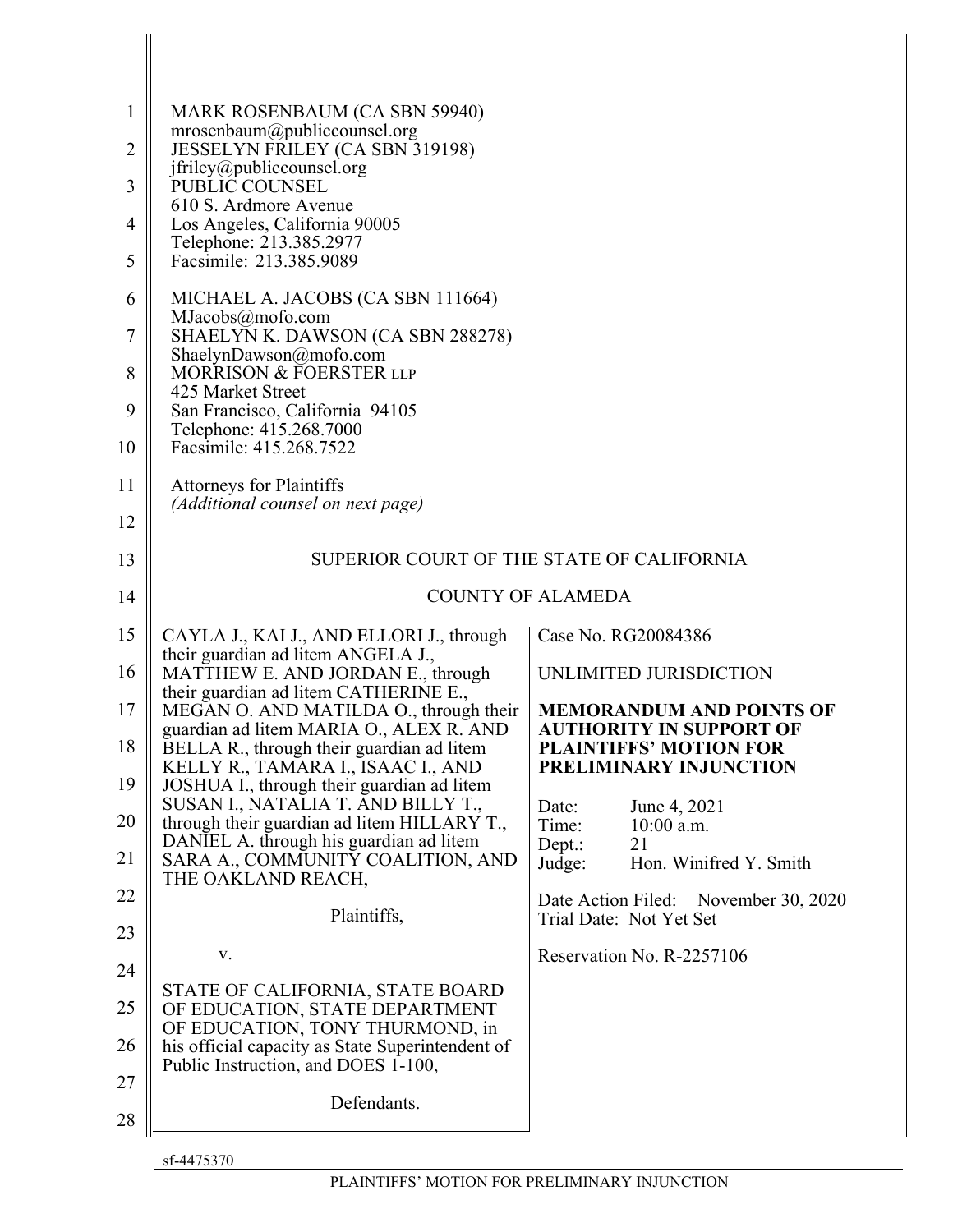MARK ROSENBAUM (CA SBN 59940)
mrosenbaum@publiccounsel.org
JESSELYN FRILEY (CA SBN 319198)
jfriley@publiccounsel.org
PUBLIC COUNSEL
610 S. Ardmore Avenue
Los Angeles, California 90005
Telephone: 213.385.2977
Facsimile: 213.385.9089

MICHAEL A. JACOBS (CA SBN 111664)
MJacobs@mofo.com
SHAELYN K. DAWSON (CA SBN 288278)
ShaelynDawson@mofo.com
MORRISON & FOERSTER LLP
425 Market Street
San Francisco, California 94105
Telephone: 415.268.7000
Facsimile: 415.268.7522

Attorneys for Plaintiffs
*(Additional counsel on next page)*

SUPERIOR COURT OF THE STATE OF CALIFORNIA

COUNTY OF ALAMEDA

CAYLA J., KAI J., AND ELLORI J., through their guardian ad litem ANGELA J., MATTHEW E. AND JORDAN E., through their guardian ad litem CATHERINE E., MEGAN O. AND MATILDA O., through their guardian ad litem MARIA O., ALEX R. AND BELLA R., through their guardian ad litem KELLY R., TAMARA I., ISAAC I., AND JOSHUA I., through their guardian ad litem SUSAN I., NATALIA T. AND BILLY T., through their guardian ad litem HILLARY T., DANIEL A. through his guardian ad litem SARA A., COMMUNITY COALITION, AND THE OAKLAND REACH,

Plaintiffs,

v.

STATE OF CALIFORNIA, STATE BOARD OF EDUCATION, STATE DEPARTMENT OF EDUCATION, TONY THURMOND, in his official capacity as State Superintendent of Public Instruction, and DOES 1-100,

Defendants.

Case No. RG20084386

UNLIMITED JURISDICTION

**MEMORANDUM AND POINTS OF AUTHORITY IN SUPPORT OF PLAINTIFFS' MOTION FOR PRELIMINARY INJUNCTION**

Date: June 4, 2021
Time: 10:00 a.m.
Dept.: 21
Judge: Hon. Winifred Y. Smith

Date Action Filed: November 30, 2020
Trial Date: Not Yet Set

Reservation No. R-2257106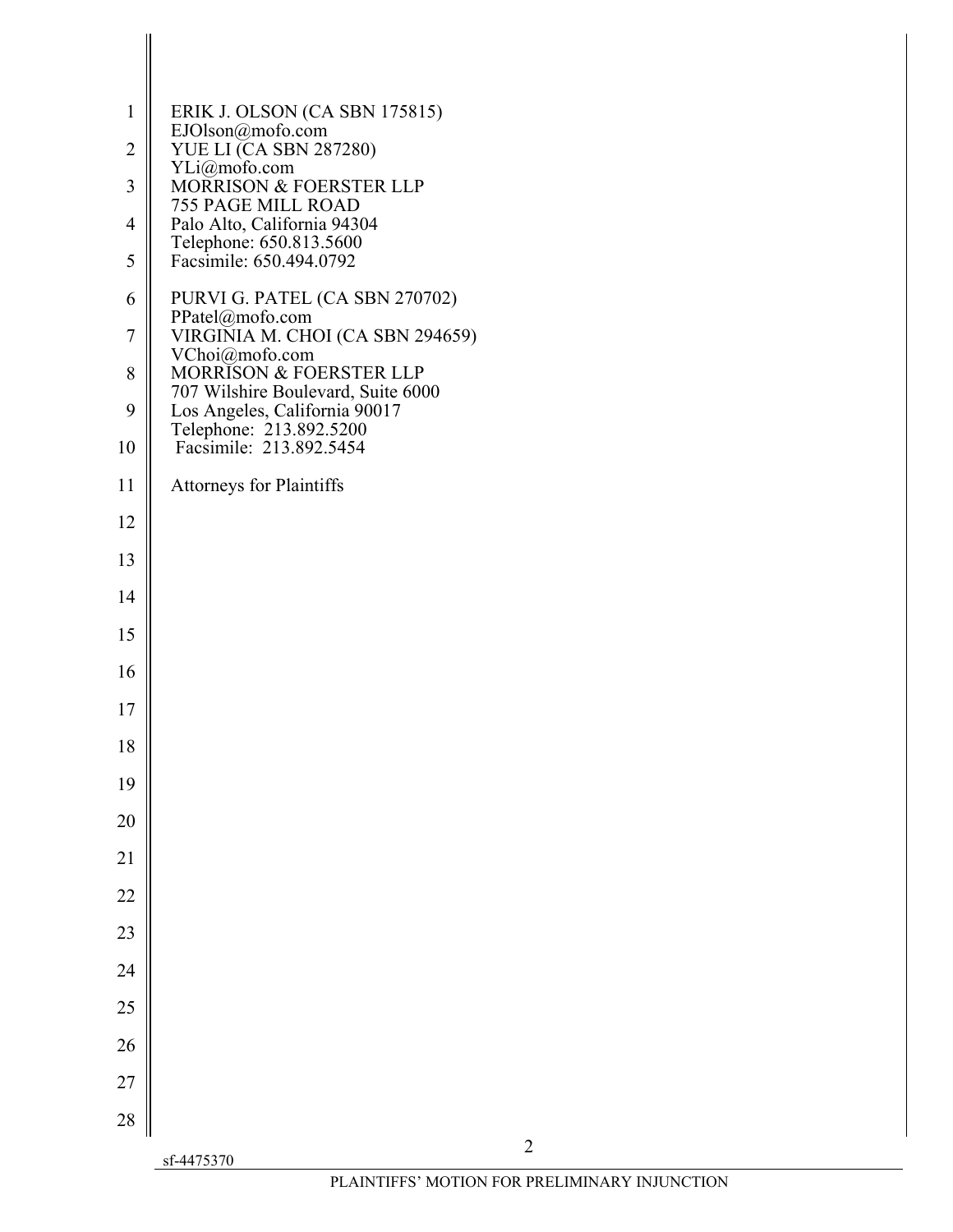ERIK J. OLSON (CA SBN 175815)
EJOlson@mofo.com
YUE LI (CA SBN 287280)
YLi@mofo.com
MORRISON & FOERSTER LLP
755 PAGE MILL ROAD
Palo Alto, California 94304
Telephone: 650.813.5600
Facsimile: 650.494.0792

PURVI G. PATEL (CA SBN 270702)
PPatel@mofo.com
VIRGINIA M. CHOI (CA SBN 294659)
VChoi@mofo.com
MORRISON & FOERSTER LLP
707 Wilshire Boulevard, Suite 6000
Los Angeles, California 90017
Telephone: 213.892.5200
Facsimile: 213.892.5454

Attorneys for Plaintiffs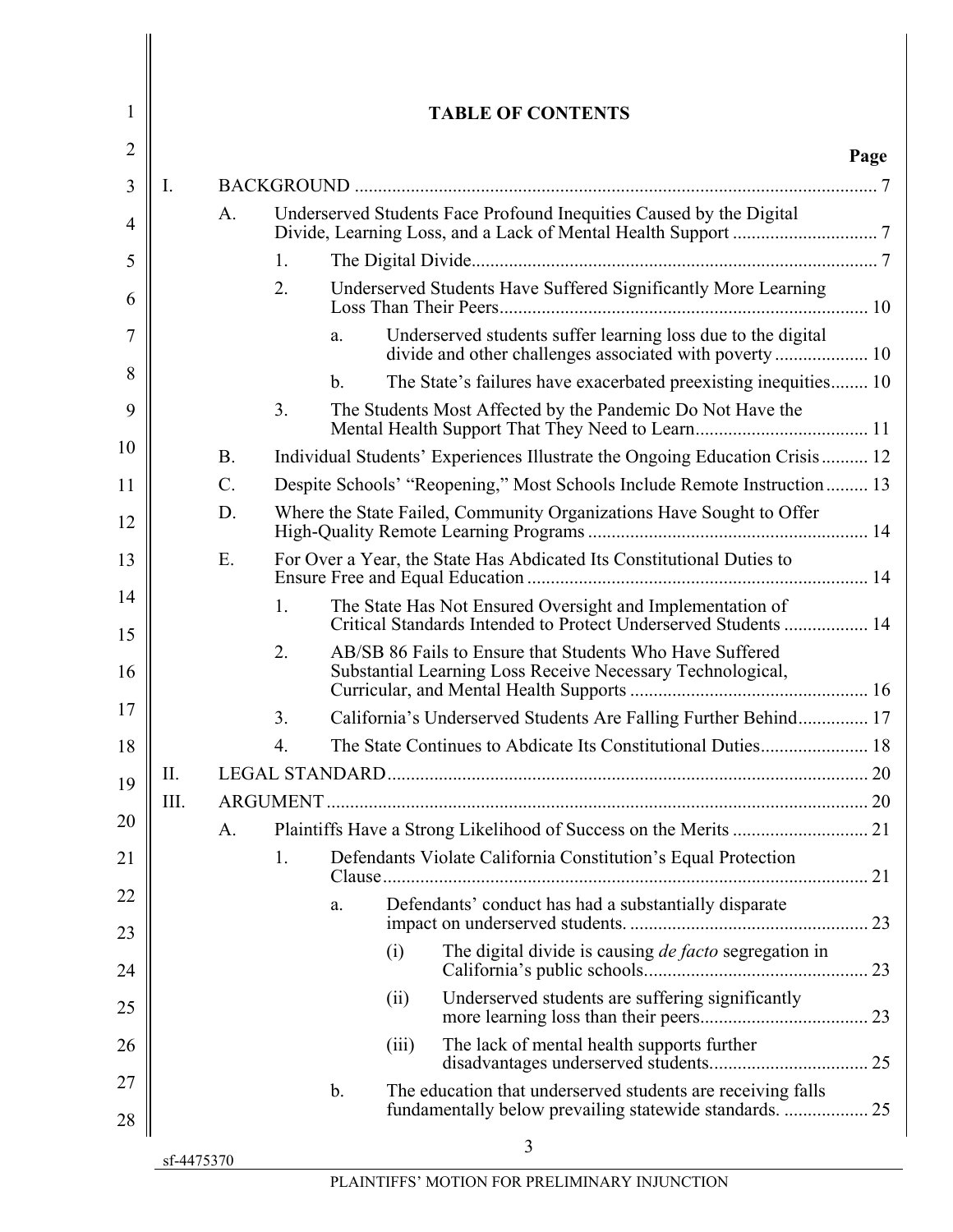# TABLE OF CONTENTS

| | Page |
|---|---|
| I. BACKGROUND | 7 |
| A. Underserved Students Face Profound Inequities Caused by the Digital Divide, Learning Loss, and a Lack of Mental Health Support | 7 |
| 1. The Digital Divide | 7 |
| 2. Underserved Students Have Suffered Significantly More Learning Loss Than Their Peers | 10 |
| a. Underserved students suffer learning loss due to the digital divide and other challenges associated with poverty | 10 |
| b. The State's failures have exacerbated preexisting inequities | 10 |
| 3. The Students Most Affected by the Pandemic Do Not Have the Mental Health Support That They Need to Learn | 11 |
| B. Individual Students' Experiences Illustrate the Ongoing Education Crisis | 12 |
| C. Despite Schools' "Reopening," Most Schools Include Remote Instruction | 13 |
| D. Where the State Failed, Community Organizations Have Sought to Offer High-Quality Remote Learning Programs | 14 |
| E. For Over a Year, the State Has Abdicated Its Constitutional Duties to Ensure Free and Equal Education | 14 |
| 1. The State Has Not Ensured Oversight and Implementation of Critical Standards Intended to Protect Underserved Students | 14 |
| 2. AB/SB 86 Fails to Ensure that Students Who Have Suffered Substantial Learning Loss Receive Necessary Technological, Curricular, and Mental Health Supports | 16 |
| 3. California's Underserved Students Are Falling Further Behind | 17 |
| 4. The State Continues to Abdicate Its Constitutional Duties | 18 |
| II. LEGAL STANDARD | 20 |
| III. ARGUMENT | 20 |
| A. Plaintiffs Have a Strong Likelihood of Success on the Merits | 21 |
| 1. Defendants Violate California Constitution's Equal Protection Clause | 21 |
| a. Defendants' conduct has had a substantially disparate impact on underserved students. | 23 |
| (i) The digital divide is causing *de facto* segregation in California's public schools | 23 |
| (ii) Underserved students are suffering significantly more learning loss than their peers | 23 |
| (iii) The lack of mental health supports further disadvantages underserved students | 25 |
| b. The education that underserved students are receiving falls fundamentally below prevailing statewide standards. | 25 |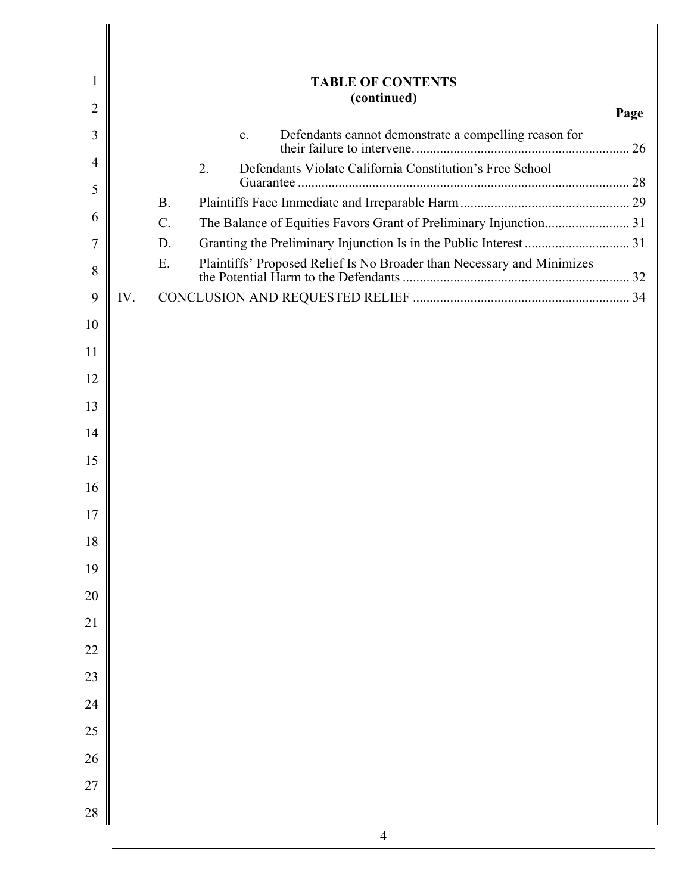**TABLE OF CONTENTS**
**(continued)**

**Page**

- c. Defendants cannot demonstrate a compelling reason for their failure to intervene. ............ 26
- 2. Defendants Violate California Constitution's Free School Guarantee ............ 28
- B. Plaintiffs Face Immediate and Irreparable Harm ............ 29
- C. The Balance of Equities Favors Grant of Preliminary Injunction ............ 31
- D. Granting the Preliminary Injunction Is in the Public Interest ............ 31
- E. Plaintiffs' Proposed Relief Is No Broader than Necessary and Minimizes the Potential Harm to the Defendants ............ 32

IV. CONCLUSION AND REQUESTED RELIEF ............ 34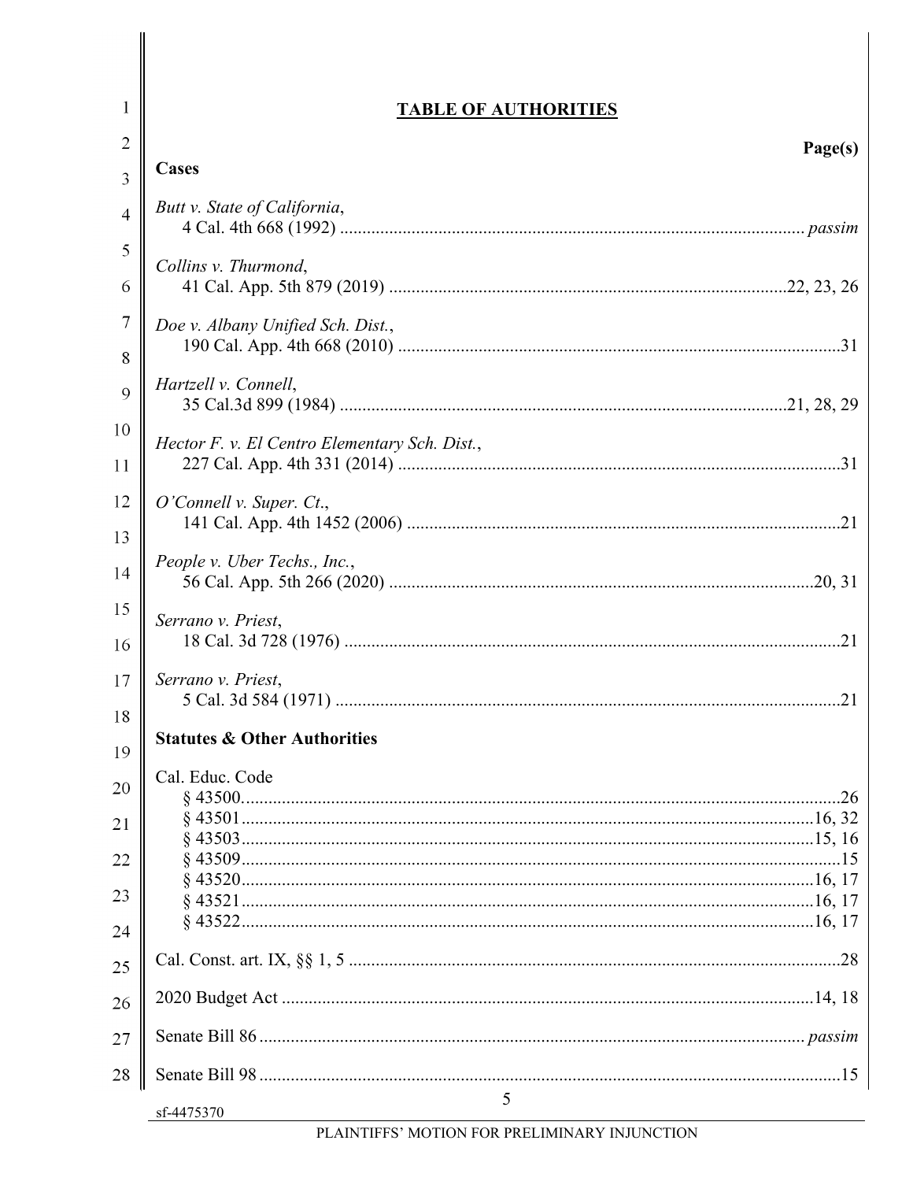# TABLE OF AUTHORITIES

**Page(s)**

## Cases

*Butt v. State of California*,
4 Cal. 4th 668 (1992) ....... *passim*

*Collins v. Thurmond*,
41 Cal. App. 5th 879 (2019) ....... 22, 23, 26

*Doe v. Albany Unified Sch. Dist.*,
190 Cal. App. 4th 668 (2010) ....... 31

*Hartzell v. Connell*,
35 Cal.3d 899 (1984) ....... 21, 28, 29

*Hector F. v. El Centro Elementary Sch. Dist.*,
227 Cal. App. 4th 331 (2014) ....... 31

*O'Connell v. Super. Ct.*,
141 Cal. App. 4th 1452 (2006) ....... 21

*People v. Uber Techs., Inc.*,
56 Cal. App. 5th 266 (2020) ....... 20, 31

*Serrano v. Priest*,
18 Cal. 3d 728 (1976) ....... 21

*Serrano v. Priest*,
5 Cal. 3d 584 (1971) ....... 21

## Statutes & Other Authorities

Cal. Educ. Code
§ 43500....... 26
§ 43501....... 16, 32
§ 43503....... 15, 16
§ 43509....... 15
§ 43520....... 16, 17
§ 43521....... 16, 17
§ 43522....... 16, 17

Cal. Const. art. IX, §§ 1, 5 ....... 28

2020 Budget Act ....... 14, 18

Senate Bill 86 ....... *passim*

Senate Bill 98 ....... 15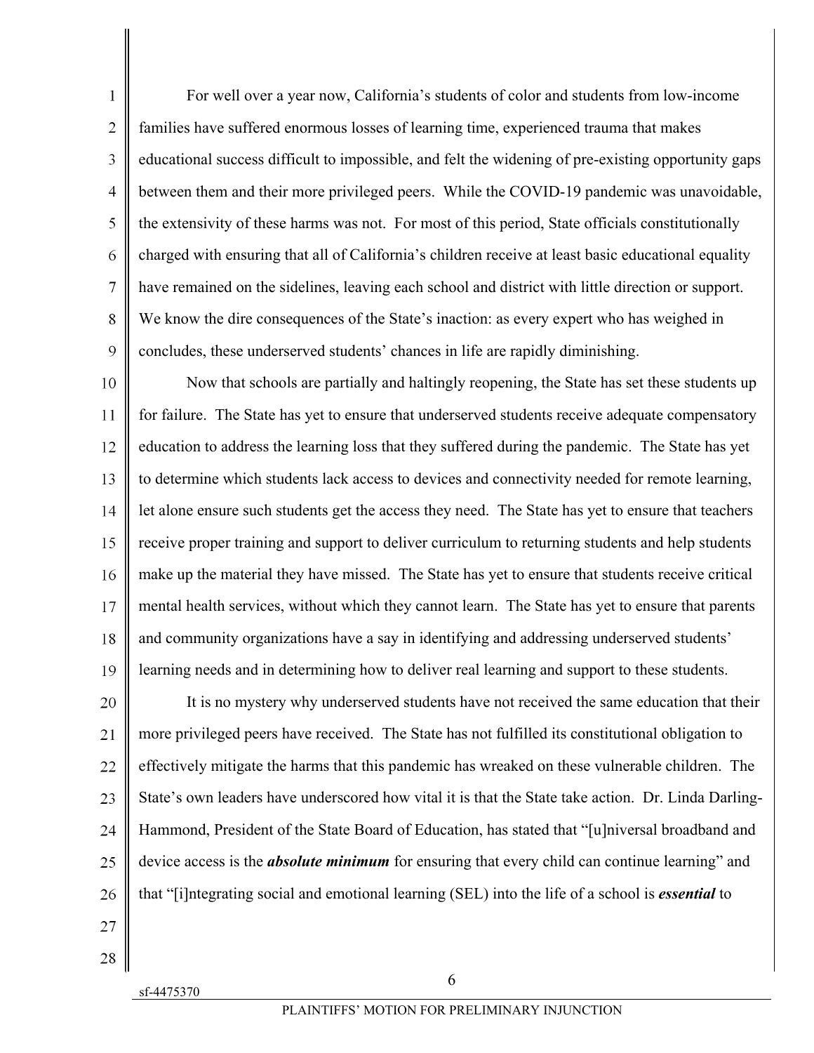For well over a year now, California's students of color and students from low-income families have suffered enormous losses of learning time, experienced trauma that makes educational success difficult to impossible, and felt the widening of pre-existing opportunity gaps between them and their more privileged peers. While the COVID-19 pandemic was unavoidable, the extensivity of these harms was not. For most of this period, State officials constitutionally charged with ensuring that all of California's children receive at least basic educational equality have remained on the sidelines, leaving each school and district with little direction or support. We know the dire consequences of the State's inaction: as every expert who has weighed in concludes, these underserved students' chances in life are rapidly diminishing.

Now that schools are partially and haltingly reopening, the State has set these students up for failure. The State has yet to ensure that underserved students receive adequate compensatory education to address the learning loss that they suffered during the pandemic. The State has yet to determine which students lack access to devices and connectivity needed for remote learning, let alone ensure such students get the access they need. The State has yet to ensure that teachers receive proper training and support to deliver curriculum to returning students and help students make up the material they have missed. The State has yet to ensure that students receive critical mental health services, without which they cannot learn. The State has yet to ensure that parents and community organizations have a say in identifying and addressing underserved students' learning needs and in determining how to deliver real learning and support to these students.

It is no mystery why underserved students have not received the same education that their more privileged peers have received. The State has not fulfilled its constitutional obligation to effectively mitigate the harms that this pandemic has wreaked on these vulnerable children. The State's own leaders have underscored how vital it is that the State take action. Dr. Linda Darling-Hammond, President of the State Board of Education, has stated that "[u]niversal broadband and device access is the ***absolute minimum*** for ensuring that every child can continue learning" and that "[i]ntegrating social and emotional learning (SEL) into the life of a school is ***essential*** to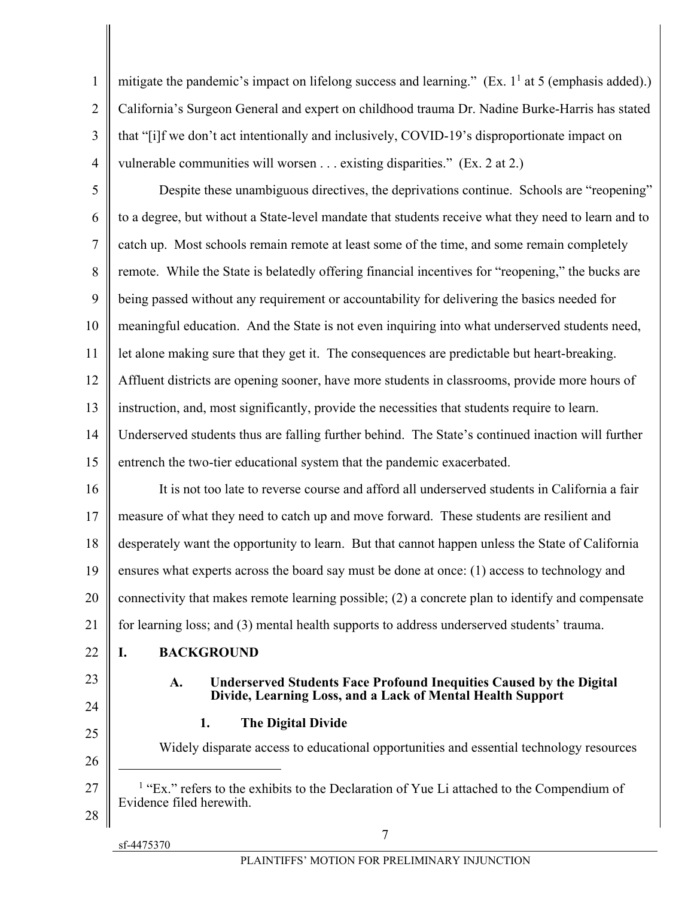mitigate the pandemic's impact on lifelong success and learning." (Ex. 1[1] at 5 (emphasis added).) California's Surgeon General and expert on childhood trauma Dr. Nadine Burke-Harris has stated that "[i]f we don't act intentionally and inclusively, COVID-19's disproportionate impact on vulnerable communities will worsen . . . existing disparities." (Ex. 2 at 2.)

Despite these unambiguous directives, the deprivations continue. Schools are "reopening" to a degree, but without a State-level mandate that students receive what they need to learn and to catch up. Most schools remain remote at least some of the time, and some remain completely remote. While the State is belatedly offering financial incentives for "reopening," the bucks are being passed without any requirement or accountability for delivering the basics needed for meaningful education. And the State is not even inquiring into what underserved students need, let alone making sure that they get it. The consequences are predictable but heart-breaking. Affluent districts are opening sooner, have more students in classrooms, provide more hours of instruction, and, most significantly, provide the necessities that students require to learn. Underserved students thus are falling further behind. The State's continued inaction will further entrench the two-tier educational system that the pandemic exacerbated.

It is not too late to reverse course and afford all underserved students in California a fair measure of what they need to catch up and move forward. These students are resilient and desperately want the opportunity to learn. But that cannot happen unless the State of California ensures what experts across the board say must be done at once: (1) access to technology and connectivity that makes remote learning possible; (2) a concrete plan to identify and compensate for learning loss; and (3) mental health supports to address underserved students' trauma.

# I. BACKGROUND

## A. Underserved Students Face Profound Inequities Caused by the Digital Divide, Learning Loss, and a Lack of Mental Health Support

### 1. The Digital Divide

Widely disparate access to educational opportunities and essential technology resources

[1] "Ex." refers to the exhibits to the Declaration of Yue Li attached to the Compendium of Evidence filed herewith.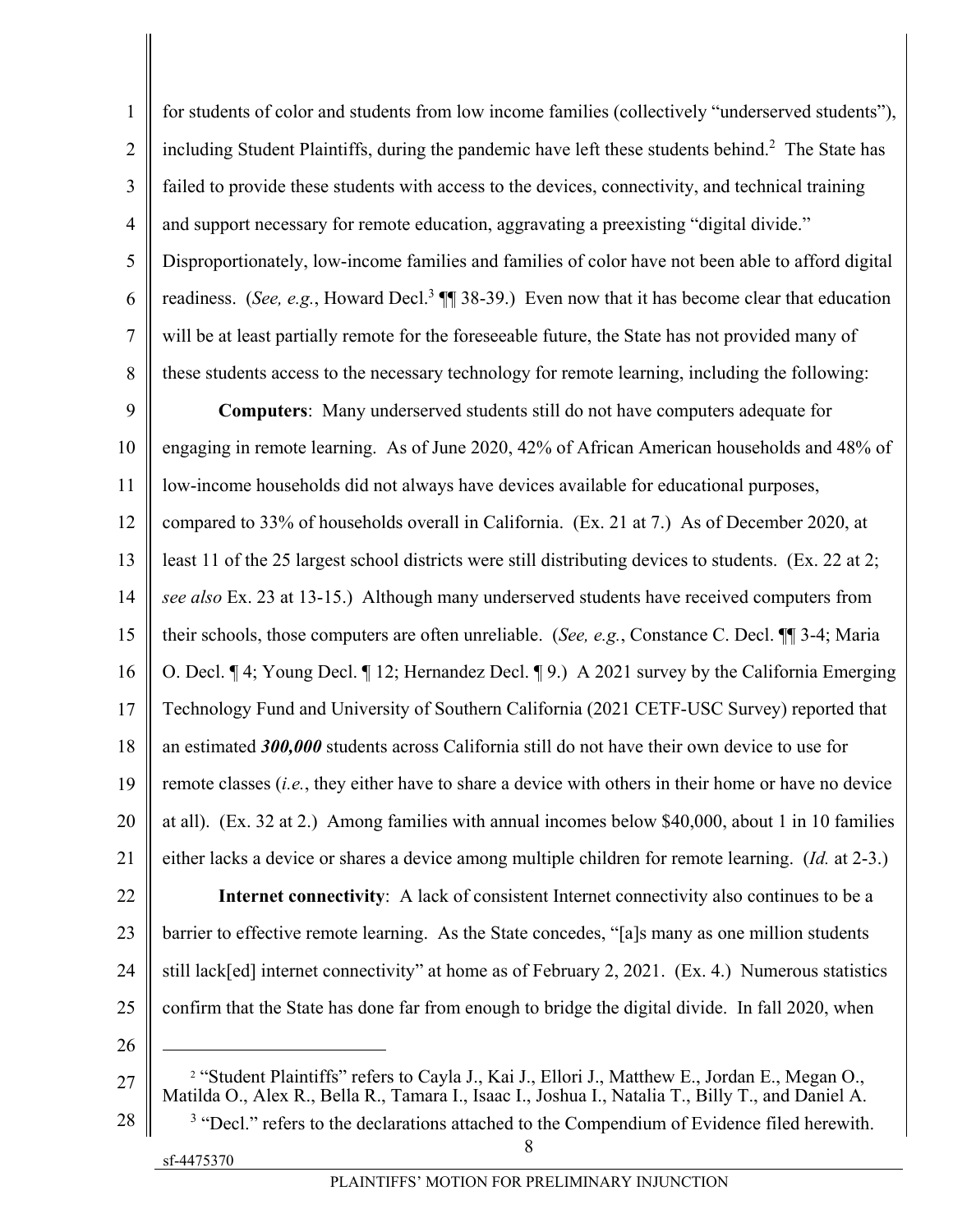for students of color and students from low income families (collectively "underserved students"), including Student Plaintiffs, during the pandemic have left these students behind.[2] The State has failed to provide these students with access to the devices, connectivity, and technical training and support necessary for remote education, aggravating a preexisting "digital divide." Disproportionately, low-income families and families of color have not been able to afford digital readiness. (*See, e.g.*, Howard Decl.[3] ¶¶ 38-39.) Even now that it has become clear that education will be at least partially remote for the foreseeable future, the State has not provided many of these students access to the necessary technology for remote learning, including the following:

**Computers**: Many underserved students still do not have computers adequate for engaging in remote learning. As of June 2020, 42% of African American households and 48% of low-income households did not always have devices available for educational purposes, compared to 33% of households overall in California. (Ex. 21 at 7.) As of December 2020, at least 11 of the 25 largest school districts were still distributing devices to students. (Ex. 22 at 2; *see also* Ex. 23 at 13-15.) Although many underserved students have received computers from their schools, those computers are often unreliable. (*See, e.g.*, Constance C. Decl. ¶¶ 3-4; Maria O. Decl. ¶ 4; Young Decl. ¶ 12; Hernandez Decl. ¶ 9.) A 2021 survey by the California Emerging Technology Fund and University of Southern California (2021 CETF-USC Survey) reported that an estimated ***300,000*** students across California still do not have their own device to use for remote classes (*i.e.*, they either have to share a device with others in their home or have no device at all). (Ex. 32 at 2.) Among families with annual incomes below $40,000, about 1 in 10 families either lacks a device or shares a device among multiple children for remote learning. (*Id.* at 2-3.)

**Internet connectivity**: A lack of consistent Internet connectivity also continues to be a barrier to effective remote learning. As the State concedes, "[a]s many as one million students still lack[ed] internet connectivity" at home as of February 2, 2021. (Ex. 4.) Numerous statistics confirm that the State has done far from enough to bridge the digital divide. In fall 2020, when

---

[2] "Student Plaintiffs" refers to Cayla J., Kai J., Ellori J., Matthew E., Jordan E., Megan O., Matilda O., Alex R., Bella R., Tamara I., Isaac I., Joshua I., Natalia T., Billy T., and Daniel A.

[3] "Decl." refers to the declarations attached to the Compendium of Evidence filed herewith.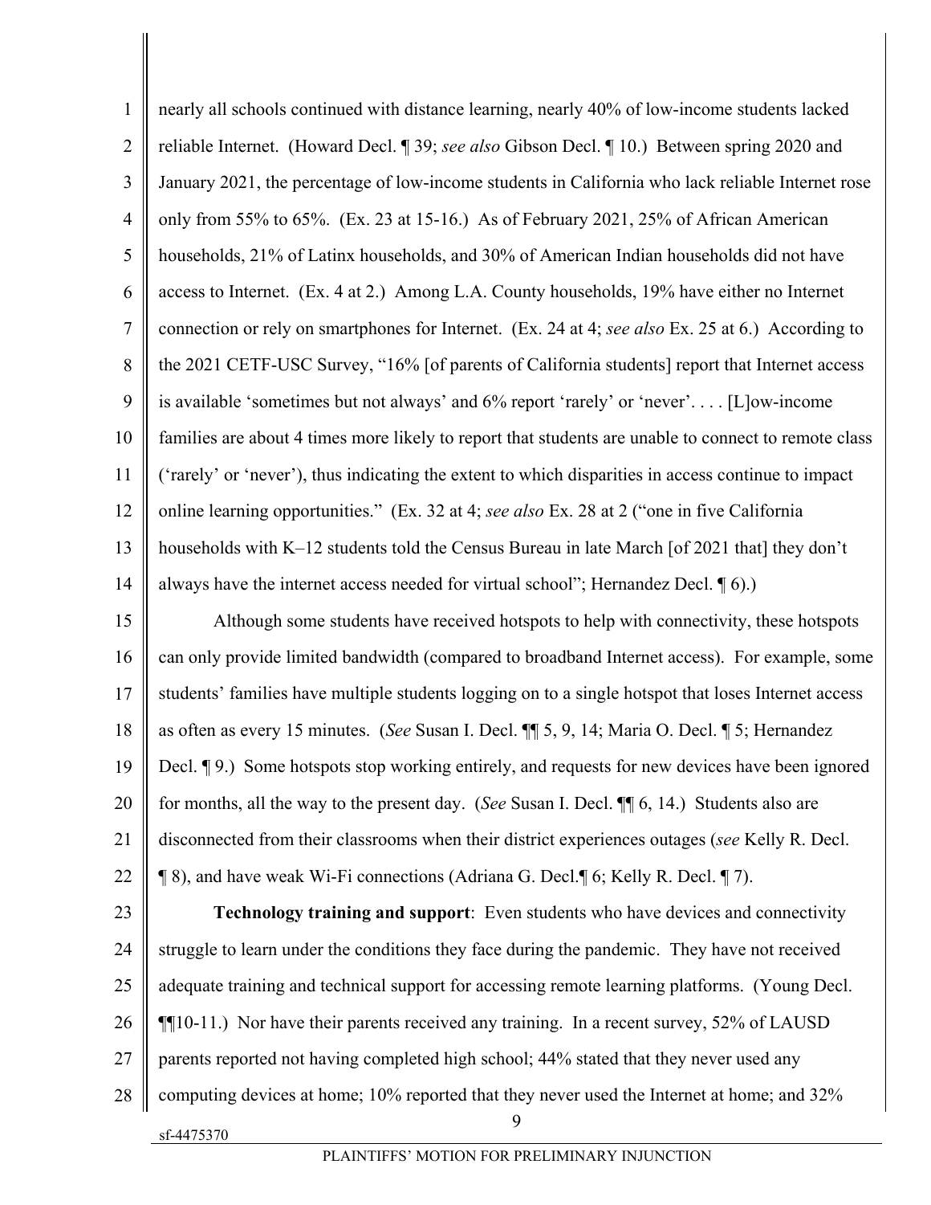nearly all schools continued with distance learning, nearly 40% of low-income students lacked reliable Internet. (Howard Decl. ¶ 39; *see also* Gibson Decl. ¶ 10.) Between spring 2020 and January 2021, the percentage of low-income students in California who lack reliable Internet rose only from 55% to 65%. (Ex. 23 at 15-16.) As of February 2021, 25% of African American households, 21% of Latinx households, and 30% of American Indian households did not have access to Internet. (Ex. 4 at 2.) Among L.A. County households, 19% have either no Internet connection or rely on smartphones for Internet. (Ex. 24 at 4; *see also* Ex. 25 at 6.) According to the 2021 CETF-USC Survey, "16% [of parents of California students] report that Internet access is available 'sometimes but not always' and 6% report 'rarely' or 'never'. . . . [L]ow-income families are about 4 times more likely to report that students are unable to connect to remote class ('rarely' or 'never'), thus indicating the extent to which disparities in access continue to impact online learning opportunities." (Ex. 32 at 4; *see also* Ex. 28 at 2 ("one in five California households with K–12 students told the Census Bureau in late March [of 2021 that] they don't always have the internet access needed for virtual school"; Hernandez Decl. ¶ 6).)

Although some students have received hotspots to help with connectivity, these hotspots can only provide limited bandwidth (compared to broadband Internet access). For example, some students' families have multiple students logging on to a single hotspot that loses Internet access as often as every 15 minutes. (*See* Susan I. Decl. ¶¶ 5, 9, 14; Maria O. Decl. ¶ 5; Hernandez Decl. ¶ 9.) Some hotspots stop working entirely, and requests for new devices have been ignored for months, all the way to the present day. (*See* Susan I. Decl. ¶¶ 6, 14.) Students also are disconnected from their classrooms when their district experiences outages (*see* Kelly R. Decl. ¶ 8), and have weak Wi-Fi connections (Adriana G. Decl.¶ 6; Kelly R. Decl. ¶ 7).

**Technology training and support**: Even students who have devices and connectivity struggle to learn under the conditions they face during the pandemic. They have not received adequate training and technical support for accessing remote learning platforms. (Young Decl. ¶¶10-11.) Nor have their parents received any training. In a recent survey, 52% of LAUSD parents reported not having completed high school; 44% stated that they never used any computing devices at home; 10% reported that they never used the Internet at home; and 32%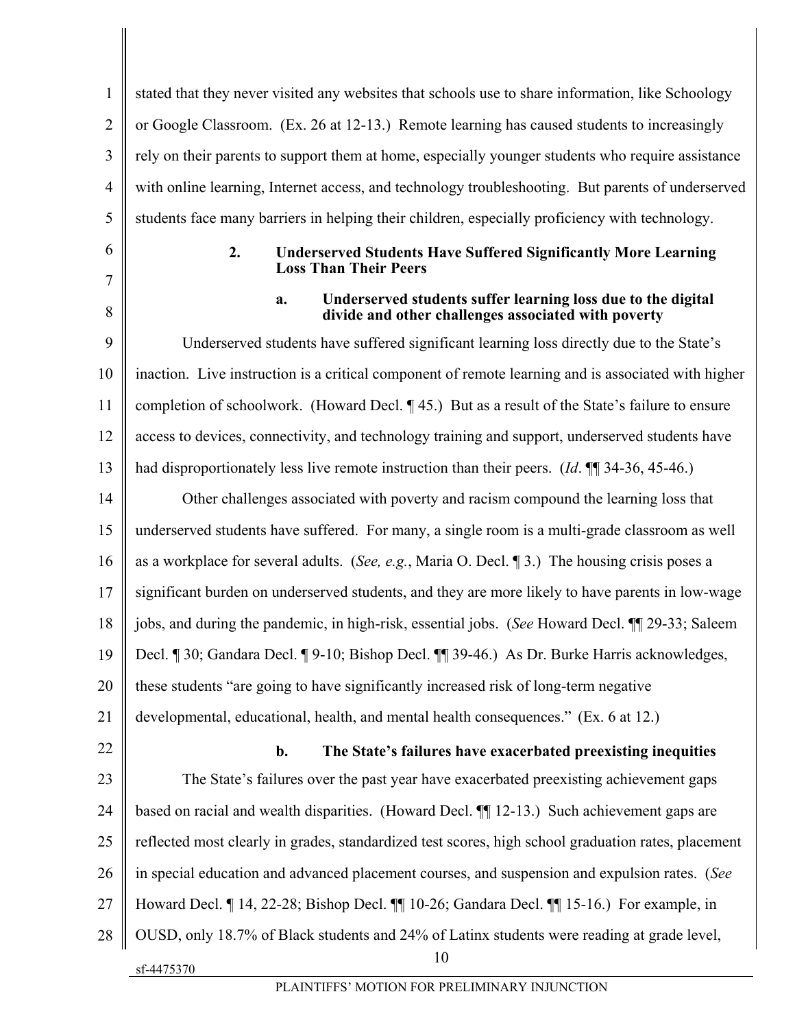stated that they never visited any websites that schools use to share information, like Schoology or Google Classroom. (Ex. 26 at 12-13.) Remote learning has caused students to increasingly rely on their parents to support them at home, especially younger students who require assistance with online learning, Internet access, and technology troubleshooting. But parents of underserved students face many barriers in helping their children, especially proficiency with technology.

### 2. Underserved Students Have Suffered Significantly More Learning Loss Than Their Peers

#### a. Underserved students suffer learning loss due to the digital divide and other challenges associated with poverty

Underserved students have suffered significant learning loss directly due to the State's inaction. Live instruction is a critical component of remote learning and is associated with higher completion of schoolwork. (Howard Decl. ¶ 45.) But as a result of the State's failure to ensure access to devices, connectivity, and technology training and support, underserved students have had disproportionately less live remote instruction than their peers. (*Id*. ¶¶ 34-36, 45-46.)

Other challenges associated with poverty and racism compound the learning loss that underserved students have suffered. For many, a single room is a multi-grade classroom as well as a workplace for several adults. (*See, e.g.*, Maria O. Decl. ¶ 3.) The housing crisis poses a significant burden on underserved students, and they are more likely to have parents in low-wage jobs, and during the pandemic, in high-risk, essential jobs. (*See* Howard Decl. ¶¶ 29-33; Saleem Decl. ¶ 30; Gandara Decl. ¶ 9-10; Bishop Decl. ¶¶ 39-46.) As Dr. Burke Harris acknowledges, these students "are going to have significantly increased risk of long-term negative developmental, educational, health, and mental health consequences." (Ex. 6 at 12.)

#### b. The State's failures have exacerbated preexisting inequities

The State's failures over the past year have exacerbated preexisting achievement gaps based on racial and wealth disparities. (Howard Decl. ¶¶ 12-13.) Such achievement gaps are reflected most clearly in grades, standardized test scores, high school graduation rates, placement in special education and advanced placement courses, and suspension and expulsion rates. (*See* Howard Decl. ¶ 14, 22-28; Bishop Decl. ¶¶ 10-26; Gandara Decl. ¶¶ 15-16.) For example, in OUSD, only 18.7% of Black students and 24% of Latinx students were reading at grade level,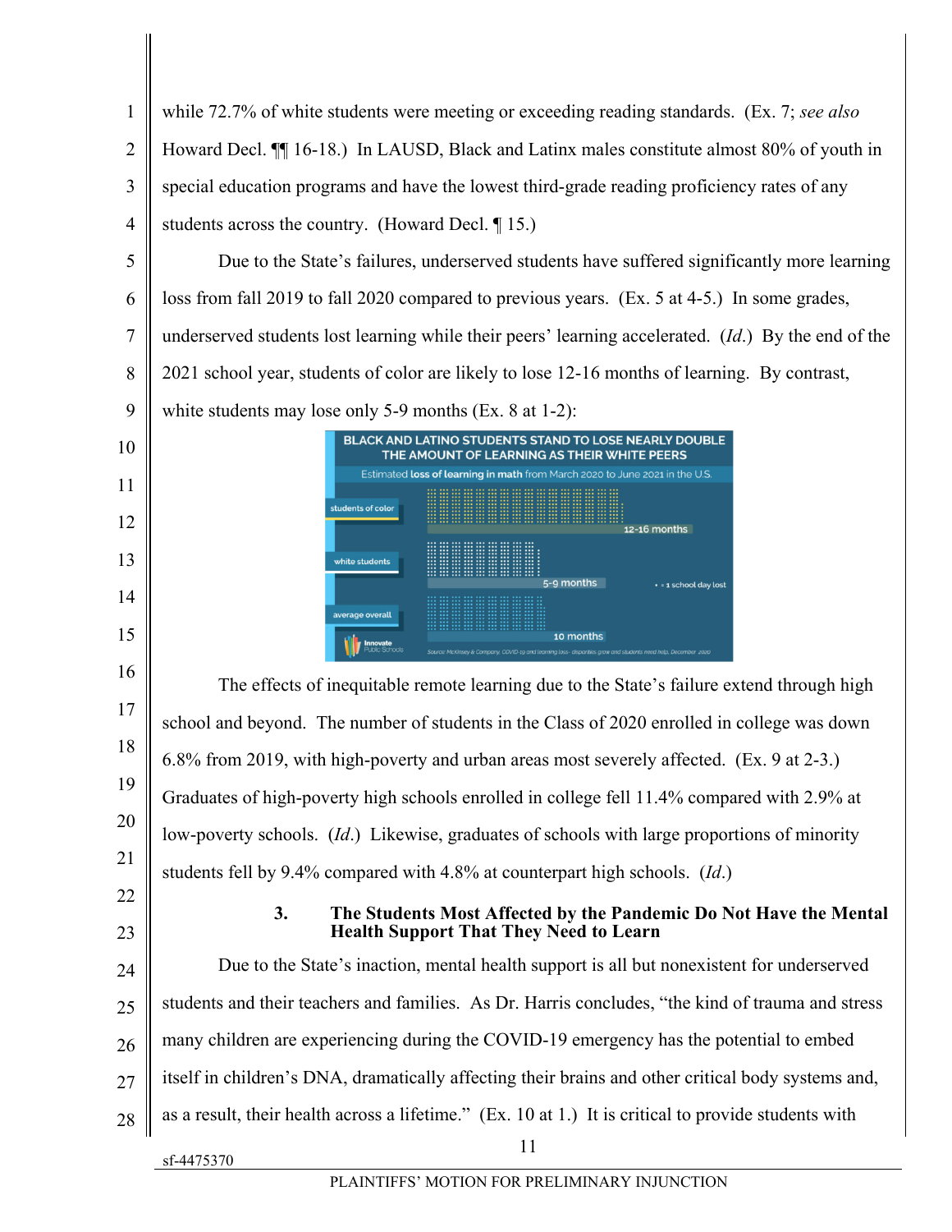while 72.7% of white students were meeting or exceeding reading standards. (Ex. 7; *see also* Howard Decl. ¶¶ 16-18.) In LAUSD, Black and Latinx males constitute almost 80% of youth in special education programs and have the lowest third-grade reading proficiency rates of any students across the country. (Howard Decl. ¶ 15.)

Due to the State's failures, underserved students have suffered significantly more learning loss from fall 2019 to fall 2020 compared to previous years. (Ex. 5 at 4-5.) In some grades, underserved students lost learning while their peers' learning accelerated. (*Id.*) By the end of the 2021 school year, students of color are likely to lose 12-16 months of learning. By contrast, white students may lose only 5-9 months (Ex. 8 at 1-2):

**BLACK AND LATINO STUDENTS STAND TO LOSE NEARLY DOUBLE THE AMOUNT OF LEARNING AS THEIR WHITE PEERS**

Estimated **loss of learning** in math from March 2020 to June 2021 in the U.S.

| Group | Estimated loss |
|---|---|
| students of color | 12-16 months |
| white students | 5-9 months |
| average overall | 10 months |

• = 1 school day lost

Source: McKinsey & Company. COVID-19 and learning loss - disparities grow and students need help. December 2020

Innovate Public Schools

The effects of inequitable remote learning due to the State's failure extend through high school and beyond. The number of students in the Class of 2020 enrolled in college was down 6.8% from 2019, with high-poverty and urban areas most severely affected. (Ex. 9 at 2-3.) Graduates of high-poverty high schools enrolled in college fell 11.4% compared with 2.9% at low-poverty schools. (*Id.*) Likewise, graduates of schools with large proportions of minority students fell by 9.4% compared with 4.8% at counterpart high schools. (*Id.*)

### 3. The Students Most Affected by the Pandemic Do Not Have the Mental Health Support That They Need to Learn

Due to the State's inaction, mental health support is all but nonexistent for underserved students and their teachers and families. As Dr. Harris concludes, "the kind of trauma and stress many children are experiencing during the COVID-19 emergency has the potential to embed itself in children's DNA, dramatically affecting their brains and other critical body systems and, as a result, their health across a lifetime." (Ex. 10 at 1.) It is critical to provide students with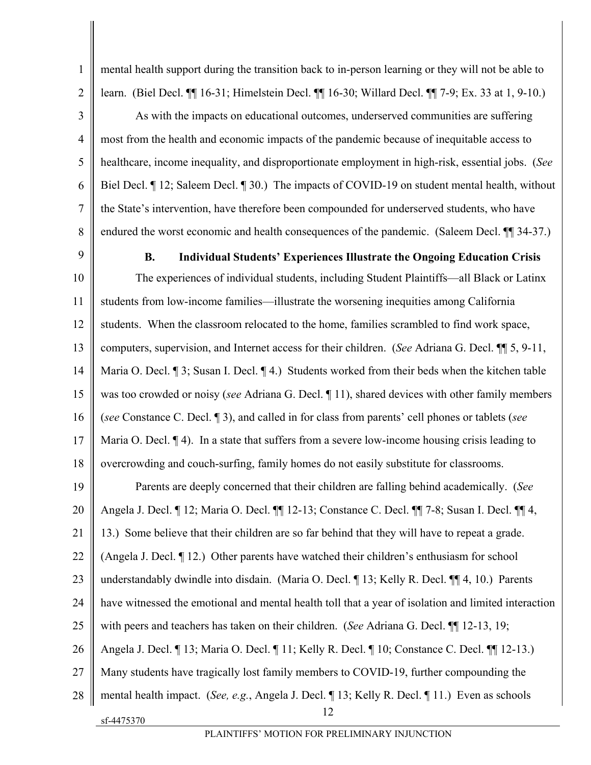mental health support during the transition back to in-person learning or they will not be able to learn. (Biel Decl. ¶¶ 16-31; Himelstein Decl. ¶¶ 16-30; Willard Decl. ¶¶ 7-9; Ex. 33 at 1, 9-10.)

As with the impacts on educational outcomes, underserved communities are suffering most from the health and economic impacts of the pandemic because of inequitable access to healthcare, income inequality, and disproportionate employment in high-risk, essential jobs. (*See* Biel Decl. ¶ 12; Saleem Decl. ¶ 30.) The impacts of COVID-19 on student mental health, without the State's intervention, have therefore been compounded for underserved students, who have endured the worst economic and health consequences of the pandemic. (Saleem Decl. ¶¶ 34-37.)

### B. Individual Students' Experiences Illustrate the Ongoing Education Crisis

The experiences of individual students, including Student Plaintiffs—all Black or Latinx students from low-income families—illustrate the worsening inequities among California students. When the classroom relocated to the home, families scrambled to find work space, computers, supervision, and Internet access for their children. (*See* Adriana G. Decl. ¶¶ 5, 9-11, Maria O. Decl. ¶ 3; Susan I. Decl. ¶ 4.) Students worked from their beds when the kitchen table was too crowded or noisy (*see* Adriana G. Decl. ¶ 11), shared devices with other family members (*see* Constance C. Decl. ¶ 3), and called in for class from parents' cell phones or tablets (*see* Maria O. Decl. ¶ 4). In a state that suffers from a severe low-income housing crisis leading to overcrowding and couch-surfing, family homes do not easily substitute for classrooms.

Parents are deeply concerned that their children are falling behind academically. (*See* Angela J. Decl. ¶ 12; Maria O. Decl. ¶¶ 12-13; Constance C. Decl. ¶¶ 7-8; Susan I. Decl. ¶¶ 4, 13.) Some believe that their children are so far behind that they will have to repeat a grade. (Angela J. Decl. ¶ 12.) Other parents have watched their children's enthusiasm for school understandably dwindle into disdain. (Maria O. Decl. ¶ 13; Kelly R. Decl. ¶¶ 4, 10.) Parents have witnessed the emotional and mental health toll that a year of isolation and limited interaction with peers and teachers has taken on their children. (*See* Adriana G. Decl. ¶¶ 12-13, 19; Angela J. Decl. ¶ 13; Maria O. Decl. ¶ 11; Kelly R. Decl. ¶ 10; Constance C. Decl. ¶¶ 12-13.) Many students have tragically lost family members to COVID-19, further compounding the mental health impact. (*See, e.g.*, Angela J. Decl. ¶ 13; Kelly R. Decl. ¶ 11.) Even as schools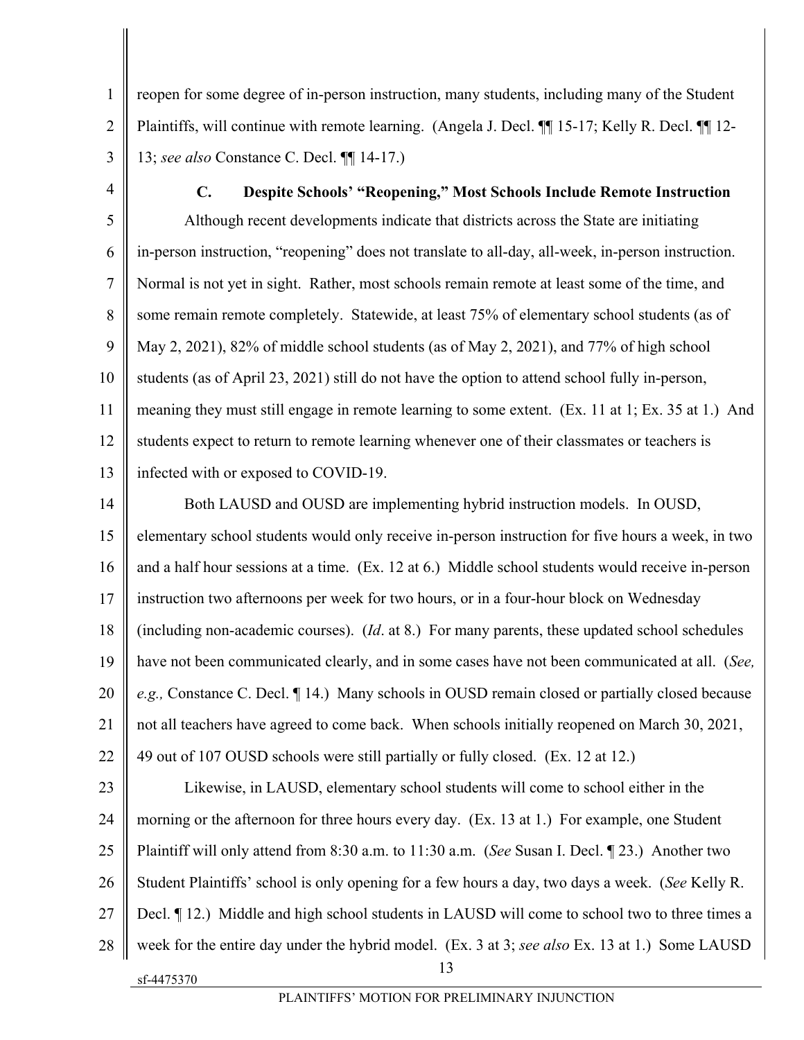reopen for some degree of in-person instruction, many students, including many of the Student Plaintiffs, will continue with remote learning. (Angela J. Decl. ¶¶ 15-17; Kelly R. Decl. ¶¶ 12-13; *see also* Constance C. Decl. ¶¶ 14-17.)

### C. Despite Schools' "Reopening," Most Schools Include Remote Instruction

Although recent developments indicate that districts across the State are initiating in-person instruction, "reopening" does not translate to all-day, all-week, in-person instruction. Normal is not yet in sight. Rather, most schools remain remote at least some of the time, and some remain remote completely. Statewide, at least 75% of elementary school students (as of May 2, 2021), 82% of middle school students (as of May 2, 2021), and 77% of high school students (as of April 23, 2021) still do not have the option to attend school fully in-person, meaning they must still engage in remote learning to some extent. (Ex. 11 at 1; Ex. 35 at 1.) And students expect to return to remote learning whenever one of their classmates or teachers is infected with or exposed to COVID-19.

Both LAUSD and OUSD are implementing hybrid instruction models. In OUSD, elementary school students would only receive in-person instruction for five hours a week, in two and a half hour sessions at a time. (Ex. 12 at 6.) Middle school students would receive in-person instruction two afternoons per week for two hours, or in a four-hour block on Wednesday (including non-academic courses). (*Id*. at 8.) For many parents, these updated school schedules have not been communicated clearly, and in some cases have not been communicated at all. (*See, e.g.,* Constance C. Decl. ¶ 14.) Many schools in OUSD remain closed or partially closed because not all teachers have agreed to come back. When schools initially reopened on March 30, 2021, 49 out of 107 OUSD schools were still partially or fully closed. (Ex. 12 at 12.)

Likewise, in LAUSD, elementary school students will come to school either in the morning or the afternoon for three hours every day. (Ex. 13 at 1.) For example, one Student Plaintiff will only attend from 8:30 a.m. to 11:30 a.m. (*See* Susan I. Decl. ¶ 23.) Another two Student Plaintiffs' school is only opening for a few hours a day, two days a week. (*See* Kelly R. Decl. ¶ 12.) Middle and high school students in LAUSD will come to school two to three times a week for the entire day under the hybrid model. (Ex. 3 at 3; *see also* Ex. 13 at 1.) Some LAUSD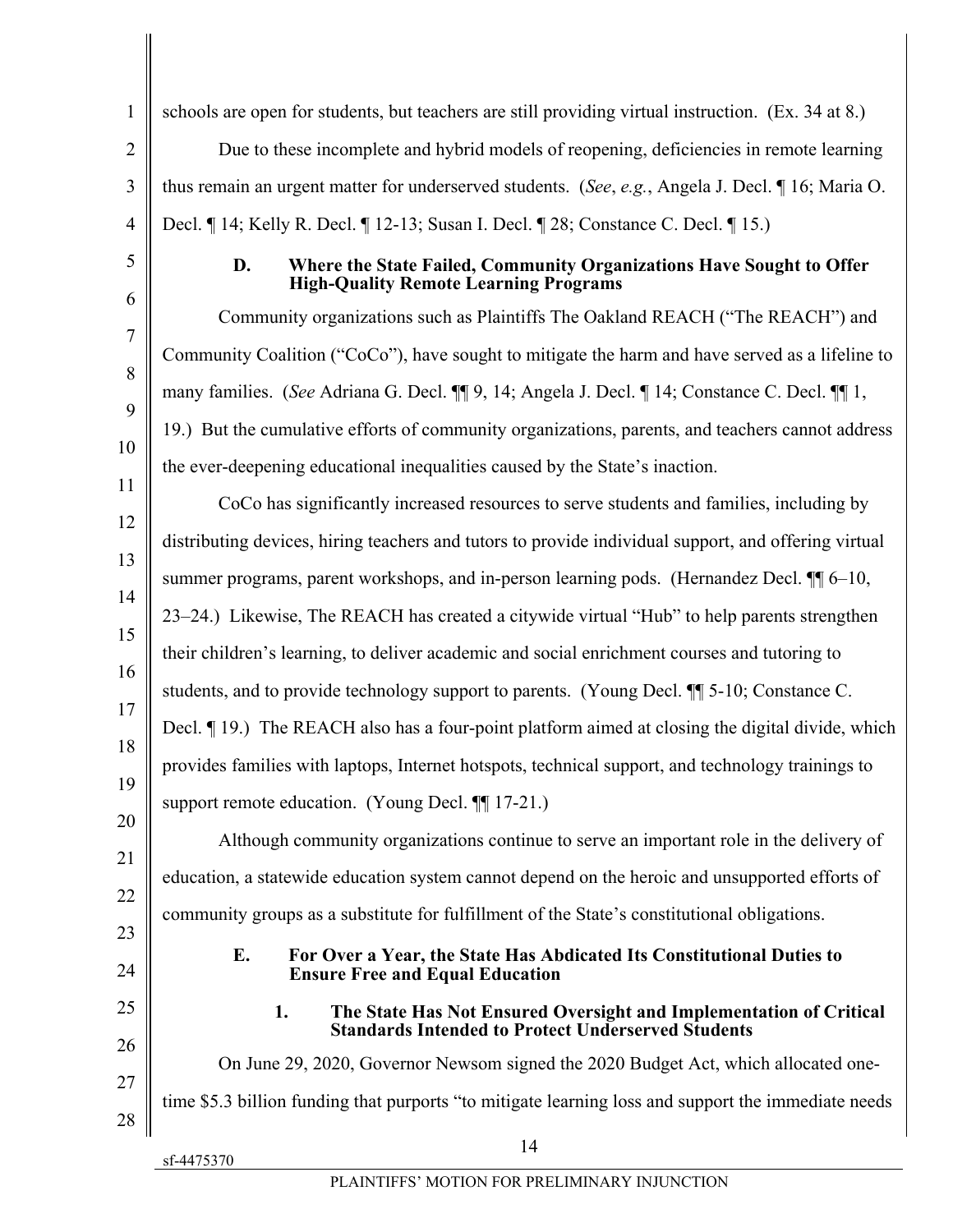schools are open for students, but teachers are still providing virtual instruction. (Ex. 34 at 8.)

Due to these incomplete and hybrid models of reopening, deficiencies in remote learning thus remain an urgent matter for underserved students. (*See*, *e.g.*, Angela J. Decl. ¶ 16; Maria O. Decl. ¶ 14; Kelly R. Decl. ¶ 12-13; Susan I. Decl. ¶ 28; Constance C. Decl. ¶ 15.)

### D. Where the State Failed, Community Organizations Have Sought to Offer High-Quality Remote Learning Programs

Community organizations such as Plaintiffs The Oakland REACH ("The REACH") and Community Coalition ("CoCo"), have sought to mitigate the harm and have served as a lifeline to many families. (*See* Adriana G. Decl. ¶¶ 9, 14; Angela J. Decl. ¶ 14; Constance C. Decl. ¶¶ 1, 19.) But the cumulative efforts of community organizations, parents, and teachers cannot address the ever-deepening educational inequalities caused by the State's inaction.

CoCo has significantly increased resources to serve students and families, including by distributing devices, hiring teachers and tutors to provide individual support, and offering virtual summer programs, parent workshops, and in-person learning pods. (Hernandez Decl. ¶¶ 6–10, 23–24.) Likewise, The REACH has created a citywide virtual "Hub" to help parents strengthen their children's learning, to deliver academic and social enrichment courses and tutoring to students, and to provide technology support to parents. (Young Decl. ¶¶ 5-10; Constance C. Decl. ¶ 19.) The REACH also has a four-point platform aimed at closing the digital divide, which provides families with laptops, Internet hotspots, technical support, and technology trainings to support remote education. (Young Decl. ¶¶ 17-21.)

Although community organizations continue to serve an important role in the delivery of education, a statewide education system cannot depend on the heroic and unsupported efforts of community groups as a substitute for fulfillment of the State's constitutional obligations.

### E. For Over a Year, the State Has Abdicated Its Constitutional Duties to Ensure Free and Equal Education

#### 1. The State Has Not Ensured Oversight and Implementation of Critical Standards Intended to Protect Underserved Students

On June 29, 2020, Governor Newsom signed the 2020 Budget Act, which allocated one-time $5.3 billion funding that purports "to mitigate learning loss and support the immediate needs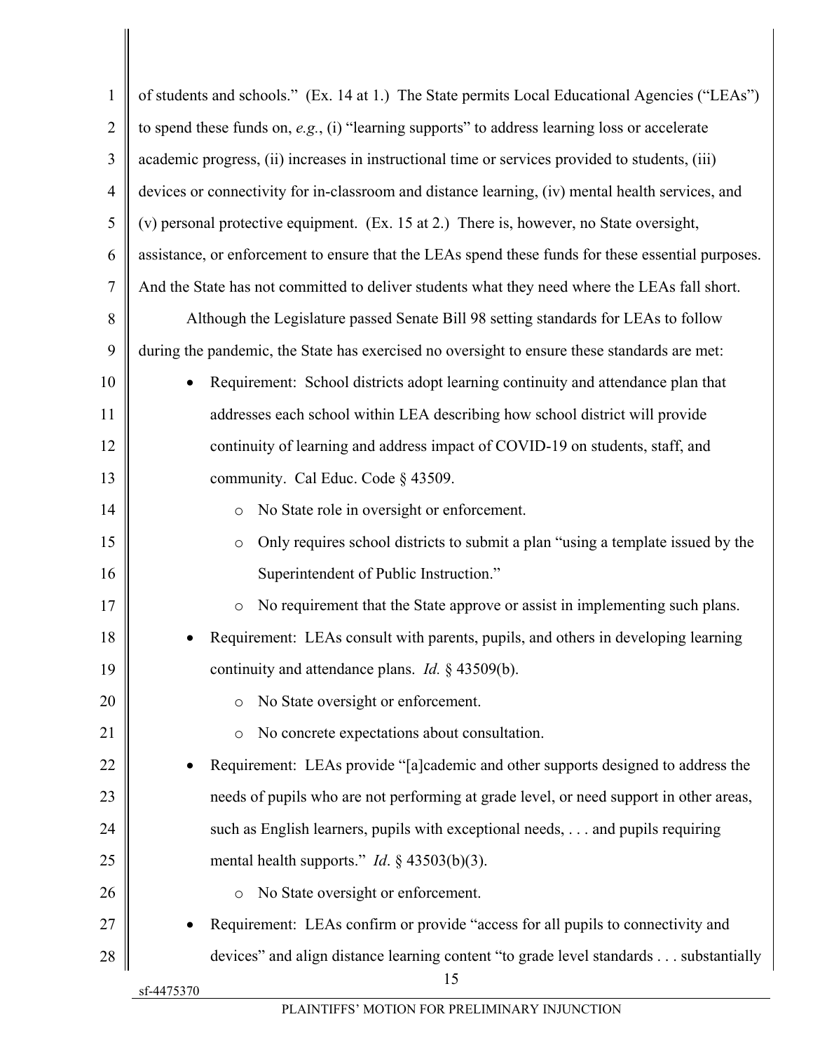of students and schools." (Ex. 14 at 1.) The State permits Local Educational Agencies ("LEAs") to spend these funds on, *e.g.*, (i) "learning supports" to address learning loss or accelerate academic progress, (ii) increases in instructional time or services provided to students, (iii) devices or connectivity for in-classroom and distance learning, (iv) mental health services, and (v) personal protective equipment. (Ex. 15 at 2.) There is, however, no State oversight, assistance, or enforcement to ensure that the LEAs spend these funds for these essential purposes. And the State has not committed to deliver students what they need where the LEAs fall short.

Although the Legislature passed Senate Bill 98 setting standards for LEAs to follow during the pandemic, the State has exercised no oversight to ensure these standards are met:

- Requirement: School districts adopt learning continuity and attendance plan that addresses each school within LEA describing how school district will provide continuity of learning and address impact of COVID-19 on students, staff, and community. Cal Educ. Code § 43509.
  - No State role in oversight or enforcement.
  - Only requires school districts to submit a plan "using a template issued by the Superintendent of Public Instruction."
  - No requirement that the State approve or assist in implementing such plans.
- Requirement: LEAs consult with parents, pupils, and others in developing learning continuity and attendance plans. *Id.* § 43509(b).
  - No State oversight or enforcement.
  - No concrete expectations about consultation.
- Requirement: LEAs provide "[a]cademic and other supports designed to address the needs of pupils who are not performing at grade level, or need support in other areas, such as English learners, pupils with exceptional needs, . . . and pupils requiring mental health supports." *Id*. § 43503(b)(3).
  - No State oversight or enforcement.
- Requirement: LEAs confirm or provide "access for all pupils to connectivity and devices" and align distance learning content "to grade level standards . . . substantially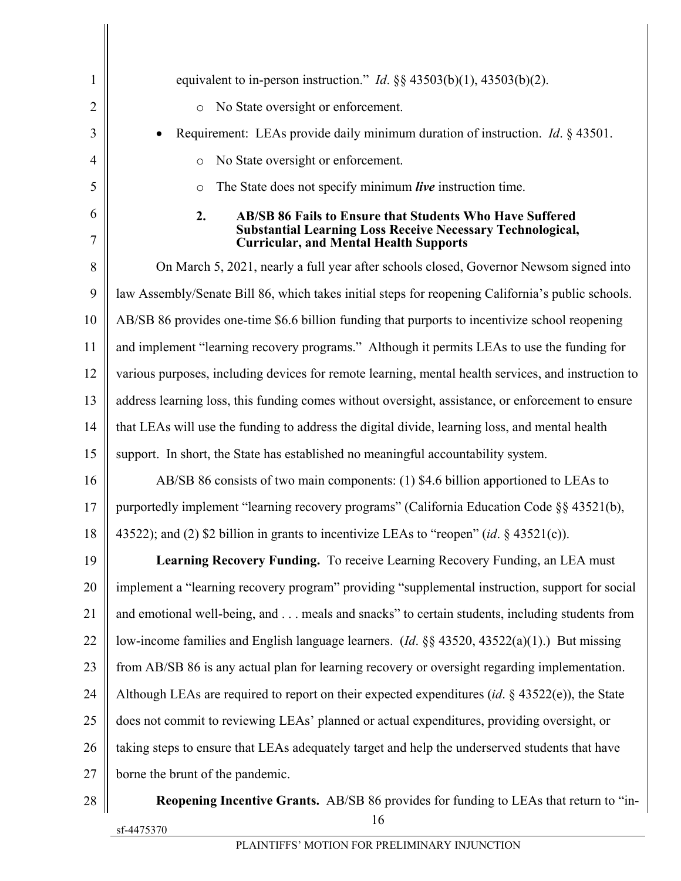equivalent to in-person instruction." *Id*. §§ 43503(b)(1), 43503(b)(2).

  - No State oversight or enforcement.

- Requirement: LEAs provide daily minimum duration of instruction. *Id*. § 43501.
  - No State oversight or enforcement.
  - The State does not specify minimum ***live*** instruction time.

#### 2. AB/SB 86 Fails to Ensure that Students Who Have Suffered Substantial Learning Loss Receive Necessary Technological, Curricular, and Mental Health Supports

On March 5, 2021, nearly a full year after schools closed, Governor Newsom signed into law Assembly/Senate Bill 86, which takes initial steps for reopening California's public schools. AB/SB 86 provides one-time $6.6 billion funding that purports to incentivize school reopening and implement "learning recovery programs." Although it permits LEAs to use the funding for various purposes, including devices for remote learning, mental health services, and instruction to address learning loss, this funding comes without oversight, assistance, or enforcement to ensure that LEAs will use the funding to address the digital divide, learning loss, and mental health support. In short, the State has established no meaningful accountability system.

AB/SB 86 consists of two main components: (1) $4.6 billion apportioned to LEAs to purportedly implement "learning recovery programs" (California Education Code §§ 43521(b), 43522); and (2) $2 billion in grants to incentivize LEAs to "reopen" (*id*. § 43521(c)).

**Learning Recovery Funding.** To receive Learning Recovery Funding, an LEA must implement a "learning recovery program" providing "supplemental instruction, support for social and emotional well-being, and . . . meals and snacks" to certain students, including students from low-income families and English language learners. (*Id*. §§ 43520, 43522(a)(1).) But missing from AB/SB 86 is any actual plan for learning recovery or oversight regarding implementation. Although LEAs are required to report on their expected expenditures (*id*. § 43522(e)), the State does not commit to reviewing LEAs' planned or actual expenditures, providing oversight, or taking steps to ensure that LEAs adequately target and help the underserved students that have borne the brunt of the pandemic.

**Reopening Incentive Grants.** AB/SB 86 provides for funding to LEAs that return to "in-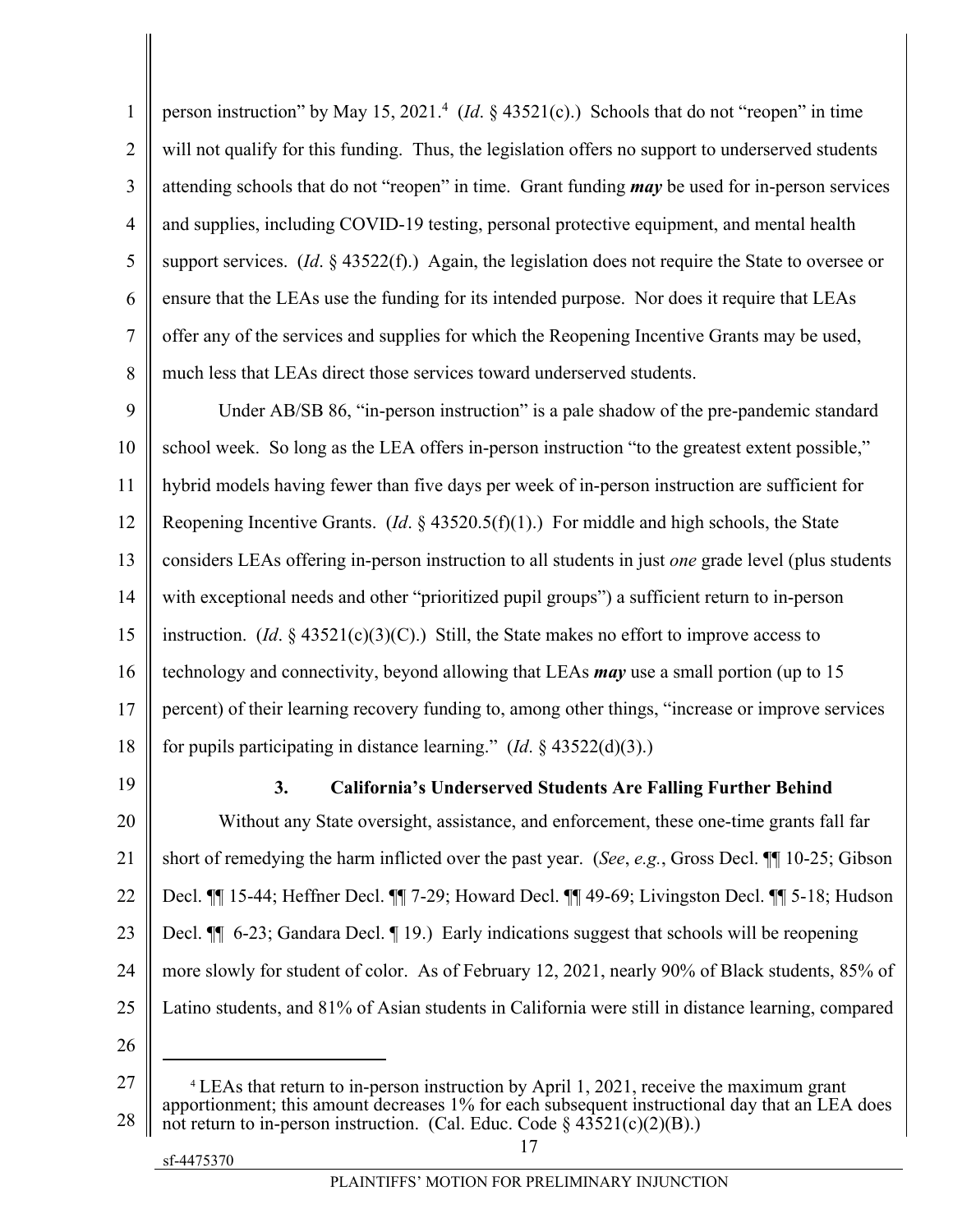person instruction" by May 15, 2021.[4] (*Id*. § 43521(c).) Schools that do not "reopen" in time will not qualify for this funding. Thus, the legislation offers no support to underserved students attending schools that do not "reopen" in time. Grant funding ***may*** be used for in-person services and supplies, including COVID-19 testing, personal protective equipment, and mental health support services. (*Id*. § 43522(f).) Again, the legislation does not require the State to oversee or ensure that the LEAs use the funding for its intended purpose. Nor does it require that LEAs offer any of the services and supplies for which the Reopening Incentive Grants may be used, much less that LEAs direct those services toward underserved students.

Under AB/SB 86, "in-person instruction" is a pale shadow of the pre-pandemic standard school week. So long as the LEA offers in-person instruction "to the greatest extent possible," hybrid models having fewer than five days per week of in-person instruction are sufficient for Reopening Incentive Grants. (*Id*. § 43520.5(f)(1).) For middle and high schools, the State considers LEAs offering in-person instruction to all students in just *one* grade level (plus students with exceptional needs and other "prioritized pupil groups") a sufficient return to in-person instruction. (*Id*. § 43521(c)(3)(C).) Still, the State makes no effort to improve access to technology and connectivity, beyond allowing that LEAs ***may*** use a small portion (up to 15 percent) of their learning recovery funding to, among other things, "increase or improve services for pupils participating in distance learning." (*Id*. § 43522(d)(3).)

### 3. California's Underserved Students Are Falling Further Behind

Without any State oversight, assistance, and enforcement, these one-time grants fall far short of remedying the harm inflicted over the past year. (*See*, *e.g.*, Gross Decl. ¶¶ 10-25; Gibson Decl. ¶¶ 15-44; Heffner Decl. ¶¶ 7-29; Howard Decl. ¶¶ 49-69; Livingston Decl. ¶¶ 5-18; Hudson Decl. ¶¶ 6-23; Gandara Decl. ¶ 19.) Early indications suggest that schools will be reopening more slowly for student of color. As of February 12, 2021, nearly 90% of Black students, 85% of Latino students, and 81% of Asian students in California were still in distance learning, compared

---

[4] LEAs that return to in-person instruction by April 1, 2021, receive the maximum grant apportionment; this amount decreases 1% for each subsequent instructional day that an LEA does not return to in-person instruction. (Cal. Educ. Code § 43521(c)(2)(B).)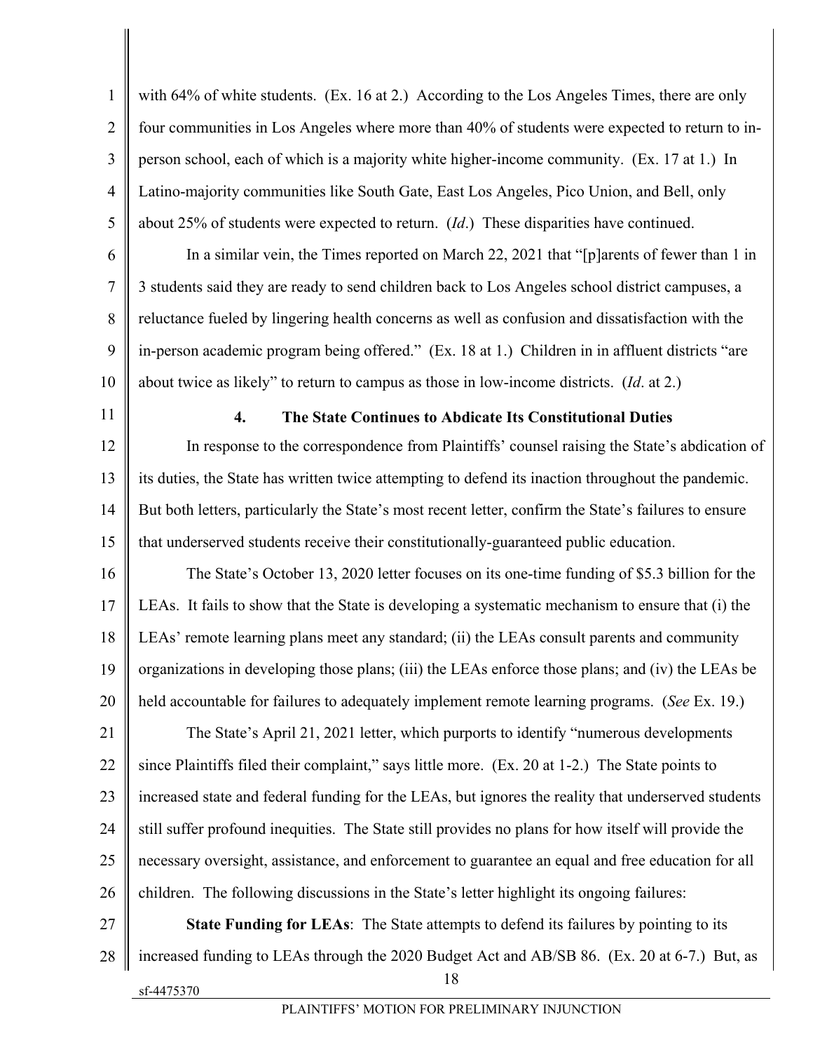with 64% of white students. (Ex. 16 at 2.) According to the Los Angeles Times, there are only four communities in Los Angeles where more than 40% of students were expected to return to in-person school, each of which is a majority white higher-income community. (Ex. 17 at 1.) In Latino-majority communities like South Gate, East Los Angeles, Pico Union, and Bell, only about 25% of students were expected to return. (*Id*.) These disparities have continued.

In a similar vein, the Times reported on March 22, 2021 that "[p]arents of fewer than 1 in 3 students said they are ready to send children back to Los Angeles school district campuses, a reluctance fueled by lingering health concerns as well as confusion and dissatisfaction with the in-person academic program being offered." (Ex. 18 at 1.) Children in in affluent districts "are about twice as likely" to return to campus as those in low-income districts. (*Id*. at 2.)

#### 4. The State Continues to Abdicate Its Constitutional Duties

In response to the correspondence from Plaintiffs' counsel raising the State's abdication of its duties, the State has written twice attempting to defend its inaction throughout the pandemic. But both letters, particularly the State's most recent letter, confirm the State's failures to ensure that underserved students receive their constitutionally-guaranteed public education.

The State's October 13, 2020 letter focuses on its one-time funding of $5.3 billion for the LEAs. It fails to show that the State is developing a systematic mechanism to ensure that (i) the LEAs' remote learning plans meet any standard; (ii) the LEAs consult parents and community organizations in developing those plans; (iii) the LEAs enforce those plans; and (iv) the LEAs be held accountable for failures to adequately implement remote learning programs. (*See* Ex. 19.)

The State's April 21, 2021 letter, which purports to identify "numerous developments since Plaintiffs filed their complaint," says little more. (Ex. 20 at 1-2.) The State points to increased state and federal funding for the LEAs, but ignores the reality that underserved students still suffer profound inequities. The State still provides no plans for how itself will provide the necessary oversight, assistance, and enforcement to guarantee an equal and free education for all children. The following discussions in the State's letter highlight its ongoing failures:

**State Funding for LEAs**: The State attempts to defend its failures by pointing to its increased funding to LEAs through the 2020 Budget Act and AB/SB 86. (Ex. 20 at 6-7.) But, as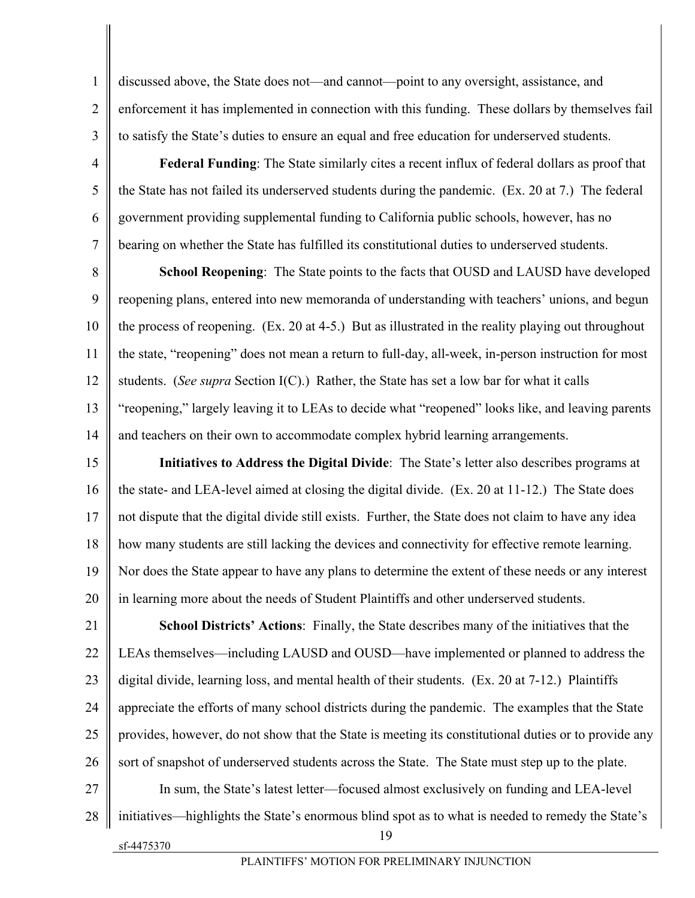discussed above, the State does not—and cannot—point to any oversight, assistance, and enforcement it has implemented in connection with this funding. These dollars by themselves fail to satisfy the State's duties to ensure an equal and free education for underserved students.

**Federal Funding**: The State similarly cites a recent influx of federal dollars as proof that the State has not failed its underserved students during the pandemic. (Ex. 20 at 7.) The federal government providing supplemental funding to California public schools, however, has no bearing on whether the State has fulfilled its constitutional duties to underserved students.

**School Reopening**: The State points to the facts that OUSD and LAUSD have developed reopening plans, entered into new memoranda of understanding with teachers' unions, and begun the process of reopening. (Ex. 20 at 4-5.) But as illustrated in the reality playing out throughout the state, "reopening" does not mean a return to full-day, all-week, in-person instruction for most students. (*See supra* Section I(C).) Rather, the State has set a low bar for what it calls "reopening," largely leaving it to LEAs to decide what "reopened" looks like, and leaving parents and teachers on their own to accommodate complex hybrid learning arrangements.

**Initiatives to Address the Digital Divide**: The State's letter also describes programs at the state- and LEA-level aimed at closing the digital divide. (Ex. 20 at 11-12.) The State does not dispute that the digital divide still exists. Further, the State does not claim to have any idea how many students are still lacking the devices and connectivity for effective remote learning. Nor does the State appear to have any plans to determine the extent of these needs or any interest in learning more about the needs of Student Plaintiffs and other underserved students.

**School Districts' Actions**: Finally, the State describes many of the initiatives that the LEAs themselves—including LAUSD and OUSD—have implemented or planned to address the digital divide, learning loss, and mental health of their students. (Ex. 20 at 7-12.) Plaintiffs appreciate the efforts of many school districts during the pandemic. The examples that the State provides, however, do not show that the State is meeting its constitutional duties or to provide any sort of snapshot of underserved students across the State. The State must step up to the plate.

In sum, the State's latest letter—focused almost exclusively on funding and LEA-level initiatives—highlights the State's enormous blind spot as to what is needed to remedy the State's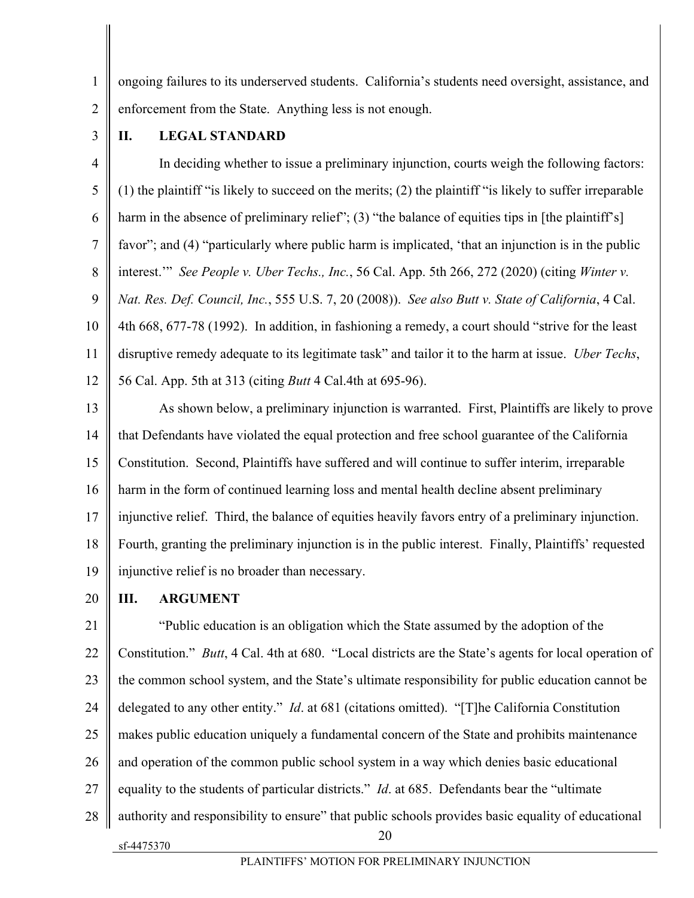ongoing failures to its underserved students. California's students need oversight, assistance, and enforcement from the State. Anything less is not enough.

## II. LEGAL STANDARD

In deciding whether to issue a preliminary injunction, courts weigh the following factors: (1) the plaintiff "is likely to succeed on the merits; (2) the plaintiff "is likely to suffer irreparable harm in the absence of preliminary relief"; (3) "the balance of equities tips in [the plaintiff's] favor"; and (4) "particularly where public harm is implicated, 'that an injunction is in the public interest.'" *See People v. Uber Techs., Inc.*, 56 Cal. App. 5th 266, 272 (2020) (citing *Winter v. Nat. Res. Def. Council, Inc.*, 555 U.S. 7, 20 (2008)). *See also Butt v. State of California*, 4 Cal. 4th 668, 677-78 (1992). In addition, in fashioning a remedy, a court should "strive for the least disruptive remedy adequate to its legitimate task" and tailor it to the harm at issue. *Uber Techs*, 56 Cal. App. 5th at 313 (citing *Butt* 4 Cal.4th at 695-96).

As shown below, a preliminary injunction is warranted. First, Plaintiffs are likely to prove that Defendants have violated the equal protection and free school guarantee of the California Constitution. Second, Plaintiffs have suffered and will continue to suffer interim, irreparable harm in the form of continued learning loss and mental health decline absent preliminary injunctive relief. Third, the balance of equities heavily favors entry of a preliminary injunction. Fourth, granting the preliminary injunction is in the public interest. Finally, Plaintiffs' requested injunctive relief is no broader than necessary.

## III. ARGUMENT

"Public education is an obligation which the State assumed by the adoption of the Constitution." *Butt*, 4 Cal. 4th at 680. "Local districts are the State's agents for local operation of the common school system, and the State's ultimate responsibility for public education cannot be delegated to any other entity." *Id*. at 681 (citations omitted). "[T]he California Constitution makes public education uniquely a fundamental concern of the State and prohibits maintenance and operation of the common public school system in a way which denies basic educational equality to the students of particular districts." *Id*. at 685. Defendants bear the "ultimate authority and responsibility to ensure" that public schools provides basic equality of educational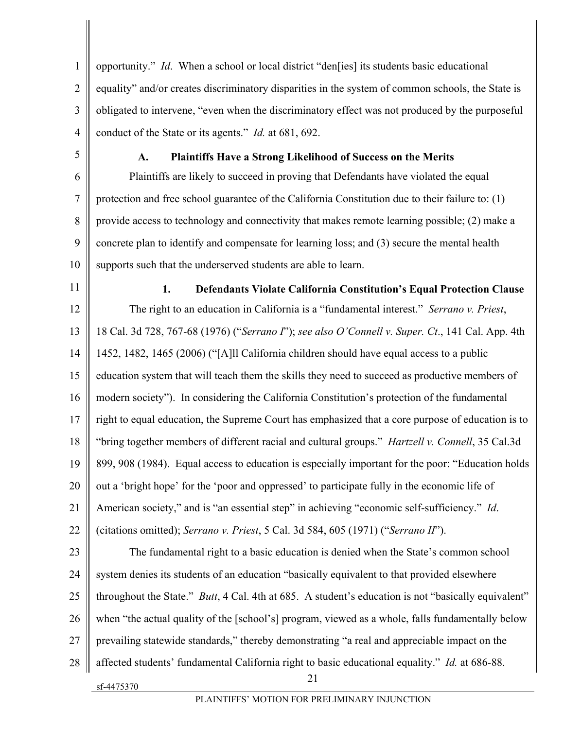opportunity." *Id*. When a school or local district "den[ies] its students basic educational equality" and/or creates discriminatory disparities in the system of common schools, the State is obligated to intervene, "even when the discriminatory effect was not produced by the purposeful conduct of the State or its agents." *Id.* at 681, 692.

### A. Plaintiffs Have a Strong Likelihood of Success on the Merits

Plaintiffs are likely to succeed in proving that Defendants have violated the equal protection and free school guarantee of the California Constitution due to their failure to: (1) provide access to technology and connectivity that makes remote learning possible; (2) make a concrete plan to identify and compensate for learning loss; and (3) secure the mental health supports such that the underserved students are able to learn.

#### 1. Defendants Violate California Constitution's Equal Protection Clause

The right to an education in California is a "fundamental interest." *Serrano v. Priest*, 18 Cal. 3d 728, 767-68 (1976) ("*Serrano I*"); *see also O'Connell v. Super. Ct*., 141 Cal. App. 4th 1452, 1482, 1465 (2006) ("[A]ll California children should have equal access to a public education system that will teach them the skills they need to succeed as productive members of modern society"). In considering the California Constitution's protection of the fundamental right to equal education, the Supreme Court has emphasized that a core purpose of education is to "bring together members of different racial and cultural groups." *Hartzell v. Connell*, 35 Cal.3d 899, 908 (1984). Equal access to education is especially important for the poor: "Education holds out a 'bright hope' for the 'poor and oppressed' to participate fully in the economic life of American society," and is "an essential step" in achieving "economic self-sufficiency." *Id*. (citations omitted); *Serrano v. Priest*, 5 Cal. 3d 584, 605 (1971) ("*Serrano II*").

The fundamental right to a basic education is denied when the State's common school system denies its students of an education "basically equivalent to that provided elsewhere throughout the State." *Butt*, 4 Cal. 4th at 685. A student's education is not "basically equivalent" when "the actual quality of the [school's] program, viewed as a whole, falls fundamentally below prevailing statewide standards," thereby demonstrating "a real and appreciable impact on the affected students' fundamental California right to basic educational equality." *Id.* at 686-88.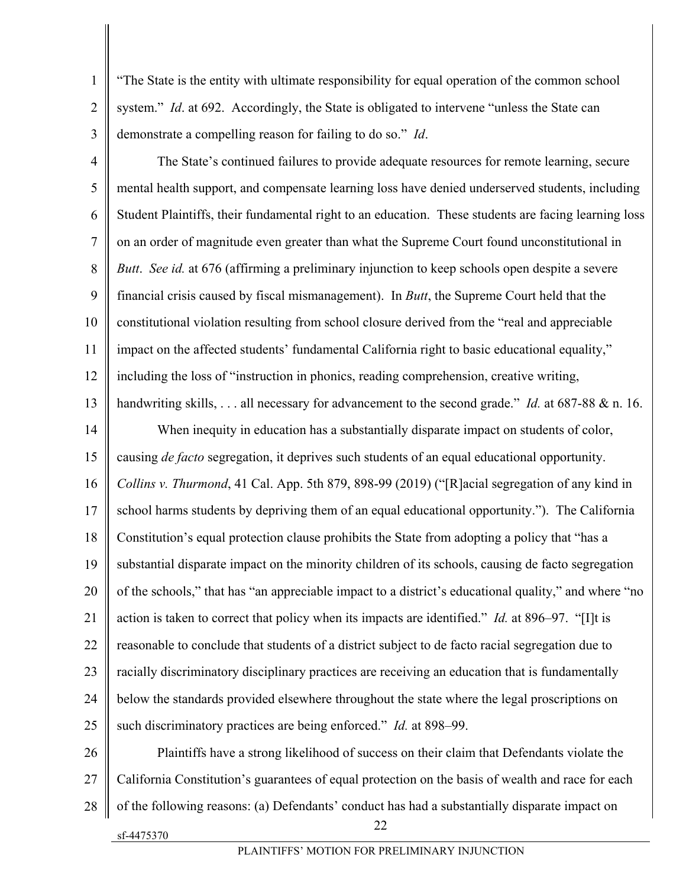"The State is the entity with ultimate responsibility for equal operation of the common school system." *Id*. at 692. Accordingly, the State is obligated to intervene "unless the State can demonstrate a compelling reason for failing to do so." *Id*.

The State's continued failures to provide adequate resources for remote learning, secure mental health support, and compensate learning loss have denied underserved students, including Student Plaintiffs, their fundamental right to an education. These students are facing learning loss on an order of magnitude even greater than what the Supreme Court found unconstitutional in *Butt*. *See id.* at 676 (affirming a preliminary injunction to keep schools open despite a severe financial crisis caused by fiscal mismanagement). In *Butt*, the Supreme Court held that the constitutional violation resulting from school closure derived from the "real and appreciable impact on the affected students' fundamental California right to basic educational equality," including the loss of "instruction in phonics, reading comprehension, creative writing, handwriting skills, . . . all necessary for advancement to the second grade." *Id.* at 687-88 & n. 16.

When inequity in education has a substantially disparate impact on students of color, causing *de facto* segregation, it deprives such students of an equal educational opportunity. *Collins v. Thurmond*, 41 Cal. App. 5th 879, 898-99 (2019) ("[R]acial segregation of any kind in school harms students by depriving them of an equal educational opportunity."). The California Constitution's equal protection clause prohibits the State from adopting a policy that "has a substantial disparate impact on the minority children of its schools, causing de facto segregation of the schools," that has "an appreciable impact to a district's educational quality," and where "no action is taken to correct that policy when its impacts are identified." *Id.* at 896–97. "[I]t is reasonable to conclude that students of a district subject to de facto racial segregation due to racially discriminatory disciplinary practices are receiving an education that is fundamentally below the standards provided elsewhere throughout the state where the legal proscriptions on such discriminatory practices are being enforced." *Id.* at 898–99.

Plaintiffs have a strong likelihood of success on their claim that Defendants violate the California Constitution's guarantees of equal protection on the basis of wealth and race for each of the following reasons: (a) Defendants' conduct has had a substantially disparate impact on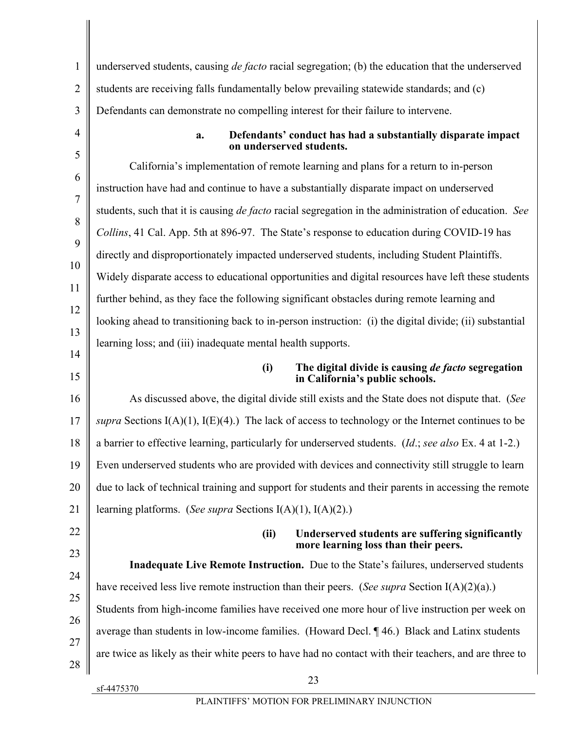underserved students, causing *de facto* racial segregation; (b) the education that the underserved students are receiving falls fundamentally below prevailing statewide standards; and (c) Defendants can demonstrate no compelling interest for their failure to intervene.

#### a. Defendants' conduct has had a substantially disparate impact on underserved students.

California's implementation of remote learning and plans for a return to in-person instruction have had and continue to have a substantially disparate impact on underserved students, such that it is causing *de facto* racial segregation in the administration of education. *See Collins*, 41 Cal. App. 5th at 896-97. The State's response to education during COVID-19 has directly and disproportionately impacted underserved students, including Student Plaintiffs. Widely disparate access to educational opportunities and digital resources have left these students further behind, as they face the following significant obstacles during remote learning and looking ahead to transitioning back to in-person instruction: (i) the digital divide; (ii) substantial learning loss; and (iii) inadequate mental health supports.

##### (i) The digital divide is causing *de facto* segregation in California's public schools.

As discussed above, the digital divide still exists and the State does not dispute that. (*See supra* Sections I(A)(1), I(E)(4).) The lack of access to technology or the Internet continues to be a barrier to effective learning, particularly for underserved students. (*Id*.; *see also* Ex. 4 at 1-2.) Even underserved students who are provided with devices and connectivity still struggle to learn due to lack of technical training and support for students and their parents in accessing the remote learning platforms. (*See supra* Sections I(A)(1), I(A)(2).)

##### (ii) Underserved students are suffering significantly more learning loss than their peers.

**Inadequate Live Remote Instruction.** Due to the State's failures, underserved students have received less live remote instruction than their peers. (*See supra* Section I(A)(2)(a).) Students from high-income families have received one more hour of live instruction per week on average than students in low-income families. (Howard Decl. ¶ 46.) Black and Latinx students are twice as likely as their white peers to have had no contact with their teachers, and are three to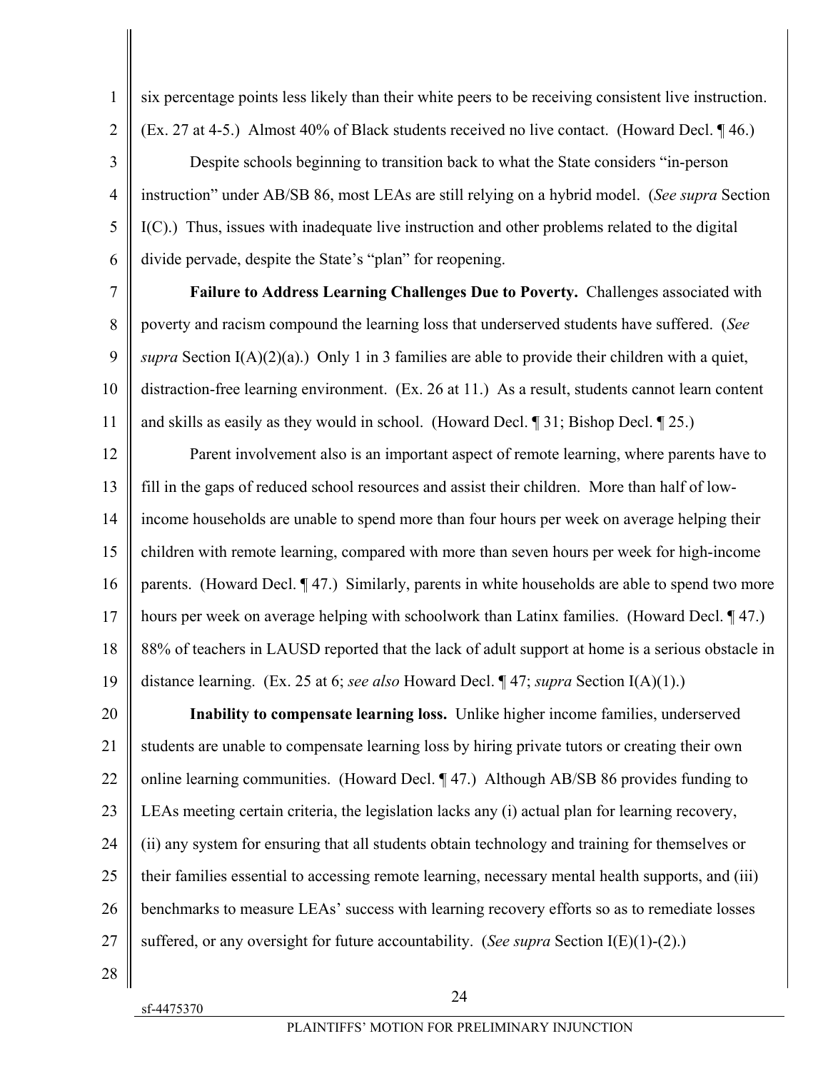six percentage points less likely than their white peers to be receiving consistent live instruction. (Ex. 27 at 4-5.) Almost 40% of Black students received no live contact. (Howard Decl. ¶ 46.)

Despite schools beginning to transition back to what the State considers "in-person instruction" under AB/SB 86, most LEAs are still relying on a hybrid model. (*See supra* Section I(C).) Thus, issues with inadequate live instruction and other problems related to the digital divide pervade, despite the State's "plan" for reopening.

**Failure to Address Learning Challenges Due to Poverty.** Challenges associated with poverty and racism compound the learning loss that underserved students have suffered. (*See supra* Section I(A)(2)(a).) Only 1 in 3 families are able to provide their children with a quiet, distraction-free learning environment. (Ex. 26 at 11.) As a result, students cannot learn content and skills as easily as they would in school. (Howard Decl. ¶ 31; Bishop Decl. ¶ 25.)

Parent involvement also is an important aspect of remote learning, where parents have to fill in the gaps of reduced school resources and assist their children. More than half of low-income households are unable to spend more than four hours per week on average helping their children with remote learning, compared with more than seven hours per week for high-income parents. (Howard Decl. ¶ 47.) Similarly, parents in white households are able to spend two more hours per week on average helping with schoolwork than Latinx families. (Howard Decl. ¶ 47.) 88% of teachers in LAUSD reported that the lack of adult support at home is a serious obstacle in distance learning. (Ex. 25 at 6; *see also* Howard Decl. ¶ 47; *supra* Section I(A)(1).)

**Inability to compensate learning loss.** Unlike higher income families, underserved students are unable to compensate learning loss by hiring private tutors or creating their own online learning communities. (Howard Decl. ¶ 47.) Although AB/SB 86 provides funding to LEAs meeting certain criteria, the legislation lacks any (i) actual plan for learning recovery, (ii) any system for ensuring that all students obtain technology and training for themselves or their families essential to accessing remote learning, necessary mental health supports, and (iii) benchmarks to measure LEAs' success with learning recovery efforts so as to remediate losses suffered, or any oversight for future accountability. (*See supra* Section I(E)(1)-(2).)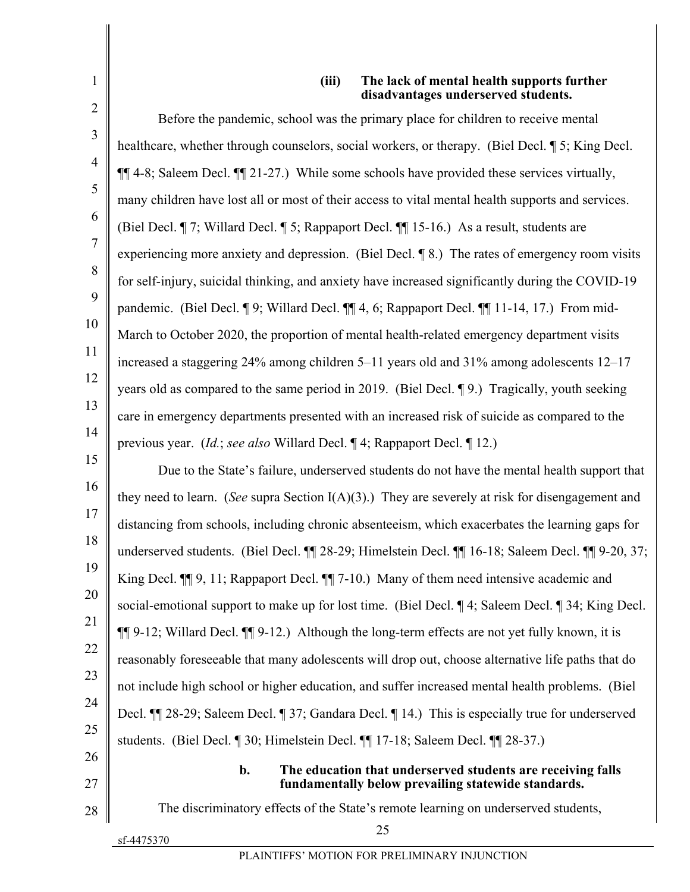#### (iii) The lack of mental health supports further disadvantages underserved students.

Before the pandemic, school was the primary place for children to receive mental healthcare, whether through counselors, social workers, or therapy. (Biel Decl. ¶ 5; King Decl. ¶¶ 4-8; Saleem Decl. ¶¶ 21-27.) While some schools have provided these services virtually, many children have lost all or most of their access to vital mental health supports and services. (Biel Decl. ¶ 7; Willard Decl. ¶ 5; Rappaport Decl. ¶¶ 15-16.) As a result, students are experiencing more anxiety and depression. (Biel Decl. ¶ 8.) The rates of emergency room visits for self-injury, suicidal thinking, and anxiety have increased significantly during the COVID-19 pandemic. (Biel Decl. ¶ 9; Willard Decl. ¶¶ 4, 6; Rappaport Decl. ¶¶ 11-14, 17.) From mid-March to October 2020, the proportion of mental health-related emergency department visits increased a staggering 24% among children 5–11 years old and 31% among adolescents 12–17 years old as compared to the same period in 2019. (Biel Decl. ¶ 9.) Tragically, youth seeking care in emergency departments presented with an increased risk of suicide as compared to the previous year. (*Id.*; *see also* Willard Decl. ¶ 4; Rappaport Decl. ¶ 12.)

Due to the State's failure, underserved students do not have the mental health support that they need to learn. (*See* supra Section I(A)(3).) They are severely at risk for disengagement and distancing from schools, including chronic absenteeism, which exacerbates the learning gaps for underserved students. (Biel Decl. ¶¶ 28-29; Himelstein Decl. ¶¶ 16-18; Saleem Decl. ¶¶ 9-20, 37; King Decl. ¶¶ 9, 11; Rappaport Decl. ¶¶ 7-10.) Many of them need intensive academic and social-emotional support to make up for lost time. (Biel Decl. ¶ 4; Saleem Decl. ¶ 34; King Decl. ¶¶ 9-12; Willard Decl. ¶¶ 9-12.) Although the long-term effects are not yet fully known, it is reasonably foreseeable that many adolescents will drop out, choose alternative life paths that do not include high school or higher education, and suffer increased mental health problems. (Biel Decl. ¶¶ 28-29; Saleem Decl. ¶ 37; Gandara Decl. ¶ 14.) This is especially true for underserved students. (Biel Decl. ¶ 30; Himelstein Decl. ¶¶ 17-18; Saleem Decl. ¶¶ 28-37.)

### b. The education that underserved students are receiving falls fundamentally below prevailing statewide standards.

The discriminatory effects of the State's remote learning on underserved students,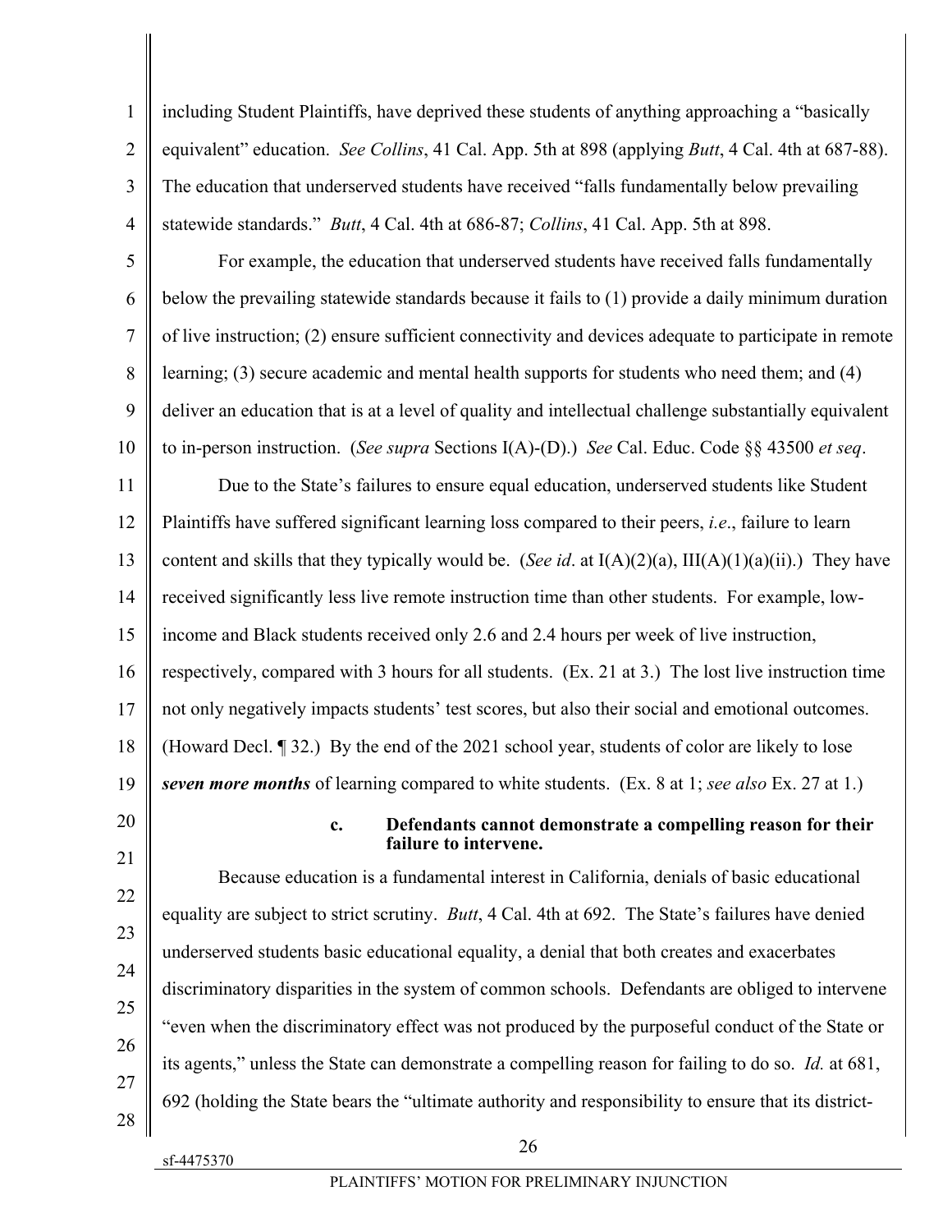including Student Plaintiffs, have deprived these students of anything approaching a "basically equivalent" education. *See Collins*, 41 Cal. App. 5th at 898 (applying *Butt*, 4 Cal. 4th at 687-88). The education that underserved students have received "falls fundamentally below prevailing statewide standards." *Butt*, 4 Cal. 4th at 686-87; *Collins*, 41 Cal. App. 5th at 898.

For example, the education that underserved students have received falls fundamentally below the prevailing statewide standards because it fails to (1) provide a daily minimum duration of live instruction; (2) ensure sufficient connectivity and devices adequate to participate in remote learning; (3) secure academic and mental health supports for students who need them; and (4) deliver an education that is at a level of quality and intellectual challenge substantially equivalent to in-person instruction. (*See supra* Sections I(A)-(D).) *See* Cal. Educ. Code §§ 43500 *et seq*.

Due to the State's failures to ensure equal education, underserved students like Student Plaintiffs have suffered significant learning loss compared to their peers, *i.e*., failure to learn content and skills that they typically would be. (*See id*. at I(A)(2)(a), III(A)(1)(a)(ii).) They have received significantly less live remote instruction time than other students. For example, low-income and Black students received only 2.6 and 2.4 hours per week of live instruction, respectively, compared with 3 hours for all students. (Ex. 21 at 3.) The lost live instruction time not only negatively impacts students' test scores, but also their social and emotional outcomes. (Howard Decl. ¶ 32.) By the end of the 2021 school year, students of color are likely to lose ***seven more months*** of learning compared to white students. (Ex. 8 at 1; *see also* Ex. 27 at 1.)

**c. Defendants cannot demonstrate a compelling reason for their failure to intervene.**

Because education is a fundamental interest in California, denials of basic educational equality are subject to strict scrutiny. *Butt*, 4 Cal. 4th at 692. The State's failures have denied underserved students basic educational equality, a denial that both creates and exacerbates discriminatory disparities in the system of common schools. Defendants are obliged to intervene "even when the discriminatory effect was not produced by the purposeful conduct of the State or its agents," unless the State can demonstrate a compelling reason for failing to do so. *Id.* at 681, 692 (holding the State bears the "ultimate authority and responsibility to ensure that its district-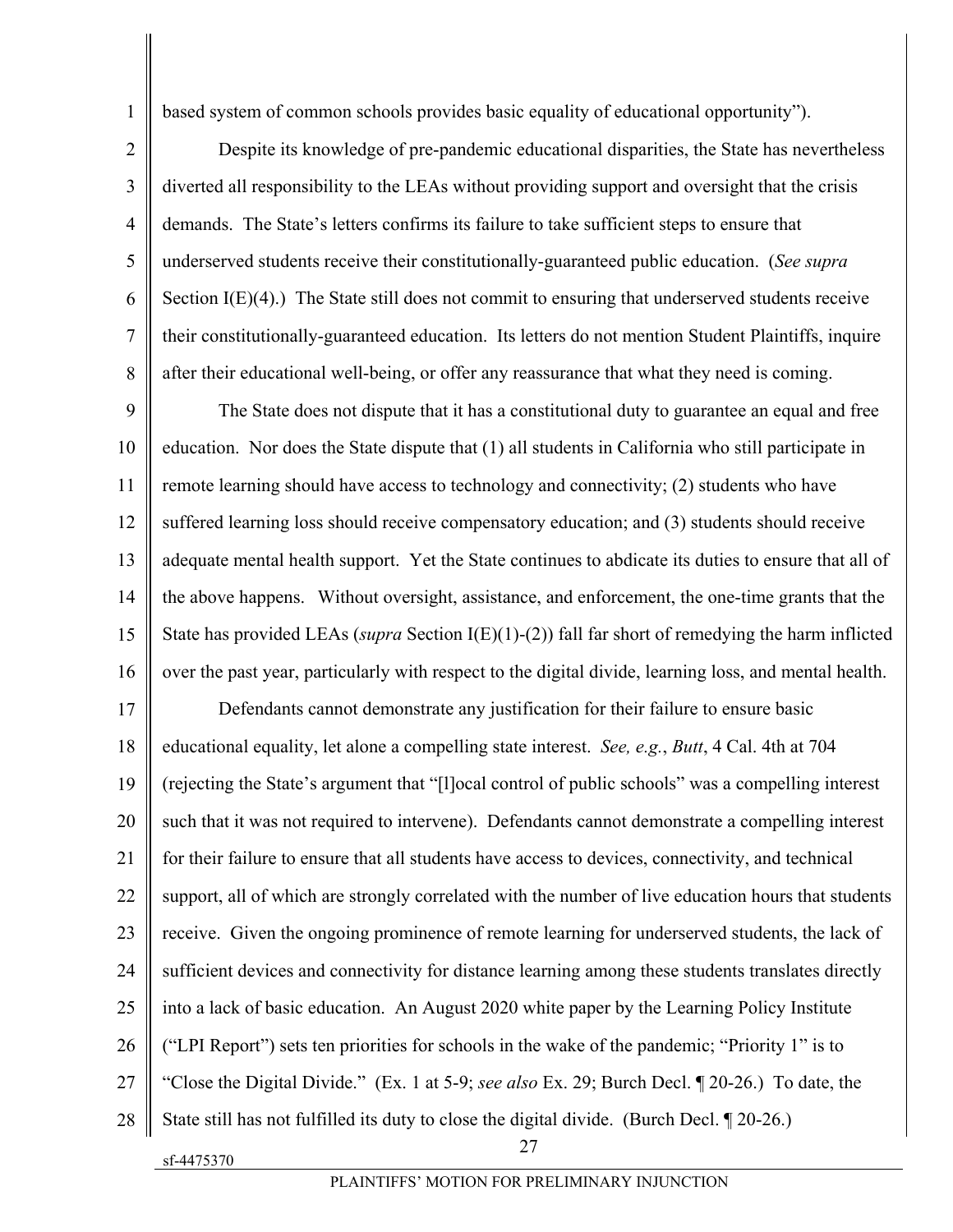based system of common schools provides basic equality of educational opportunity").

Despite its knowledge of pre-pandemic educational disparities, the State has nevertheless diverted all responsibility to the LEAs without providing support and oversight that the crisis demands. The State's letters confirms its failure to take sufficient steps to ensure that underserved students receive their constitutionally-guaranteed public education. (*See supra* Section I(E)(4).) The State still does not commit to ensuring that underserved students receive their constitutionally-guaranteed education. Its letters do not mention Student Plaintiffs, inquire after their educational well-being, or offer any reassurance that what they need is coming.

The State does not dispute that it has a constitutional duty to guarantee an equal and free education. Nor does the State dispute that (1) all students in California who still participate in remote learning should have access to technology and connectivity; (2) students who have suffered learning loss should receive compensatory education; and (3) students should receive adequate mental health support. Yet the State continues to abdicate its duties to ensure that all of the above happens. Without oversight, assistance, and enforcement, the one-time grants that the State has provided LEAs (*supra* Section I(E)(1)-(2)) fall far short of remedying the harm inflicted over the past year, particularly with respect to the digital divide, learning loss, and mental health.

Defendants cannot demonstrate any justification for their failure to ensure basic educational equality, let alone a compelling state interest. *See, e.g.*, *Butt*, 4 Cal. 4th at 704 (rejecting the State's argument that "[l]ocal control of public schools" was a compelling interest such that it was not required to intervene). Defendants cannot demonstrate a compelling interest for their failure to ensure that all students have access to devices, connectivity, and technical support, all of which are strongly correlated with the number of live education hours that students receive. Given the ongoing prominence of remote learning for underserved students, the lack of sufficient devices and connectivity for distance learning among these students translates directly into a lack of basic education. An August 2020 white paper by the Learning Policy Institute ("LPI Report") sets ten priorities for schools in the wake of the pandemic; "Priority 1" is to "Close the Digital Divide." (Ex. 1 at 5-9; *see also* Ex. 29; Burch Decl. ¶ 20-26.) To date, the State still has not fulfilled its duty to close the digital divide. (Burch Decl. ¶ 20-26.)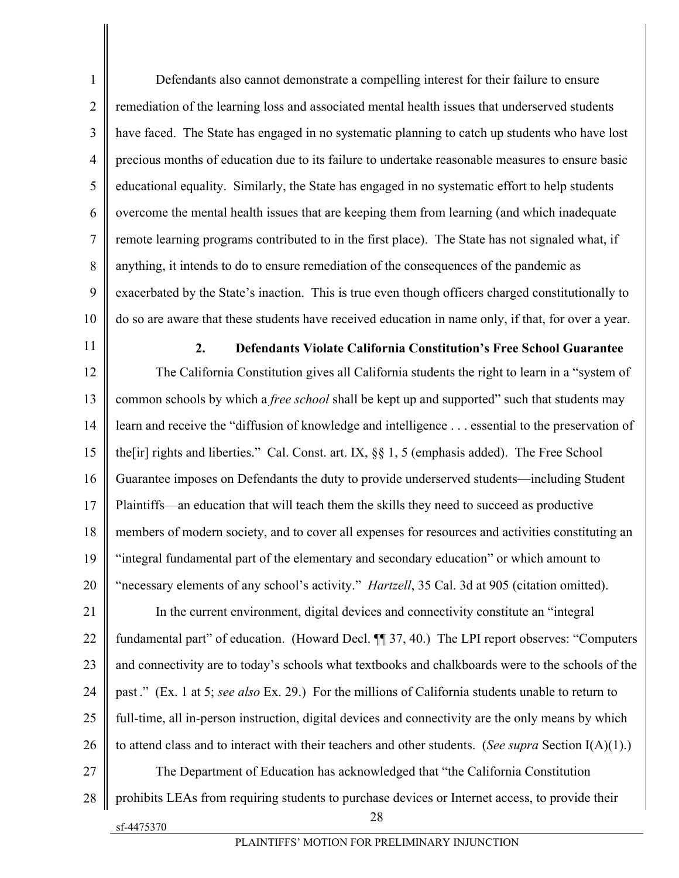Defendants also cannot demonstrate a compelling interest for their failure to ensure remediation of the learning loss and associated mental health issues that underserved students have faced. The State has engaged in no systematic planning to catch up students who have lost precious months of education due to its failure to undertake reasonable measures to ensure basic educational equality. Similarly, the State has engaged in no systematic effort to help students overcome the mental health issues that are keeping them from learning (and which inadequate remote learning programs contributed to in the first place). The State has not signaled what, if anything, it intends to do to ensure remediation of the consequences of the pandemic as exacerbated by the State's inaction. This is true even though officers charged constitutionally to do so are aware that these students have received education in name only, if that, for over a year.

### 2. Defendants Violate California Constitution's Free School Guarantee

The California Constitution gives all California students the right to learn in a "system of common schools by which a *free school* shall be kept up and supported" such that students may learn and receive the "diffusion of knowledge and intelligence . . . essential to the preservation of the[ir] rights and liberties." Cal. Const. art. IX, §§ 1, 5 (emphasis added). The Free School Guarantee imposes on Defendants the duty to provide underserved students—including Student Plaintiffs—an education that will teach them the skills they need to succeed as productive members of modern society, and to cover all expenses for resources and activities constituting an "integral fundamental part of the elementary and secondary education" or which amount to "necessary elements of any school's activity." *Hartzell*, 35 Cal. 3d at 905 (citation omitted).

In the current environment, digital devices and connectivity constitute an "integral fundamental part" of education. (Howard Decl. ¶¶ 37, 40.) The LPI report observes: "Computers and connectivity are to today's schools what textbooks and chalkboards were to the schools of the past ." (Ex. 1 at 5; *see also* Ex. 29.) For the millions of California students unable to return to full-time, all in-person instruction, digital devices and connectivity are the only means by which to attend class and to interact with their teachers and other students. (*See supra* Section I(A)(1).)

The Department of Education has acknowledged that "the California Constitution prohibits LEAs from requiring students to purchase devices or Internet access, to provide their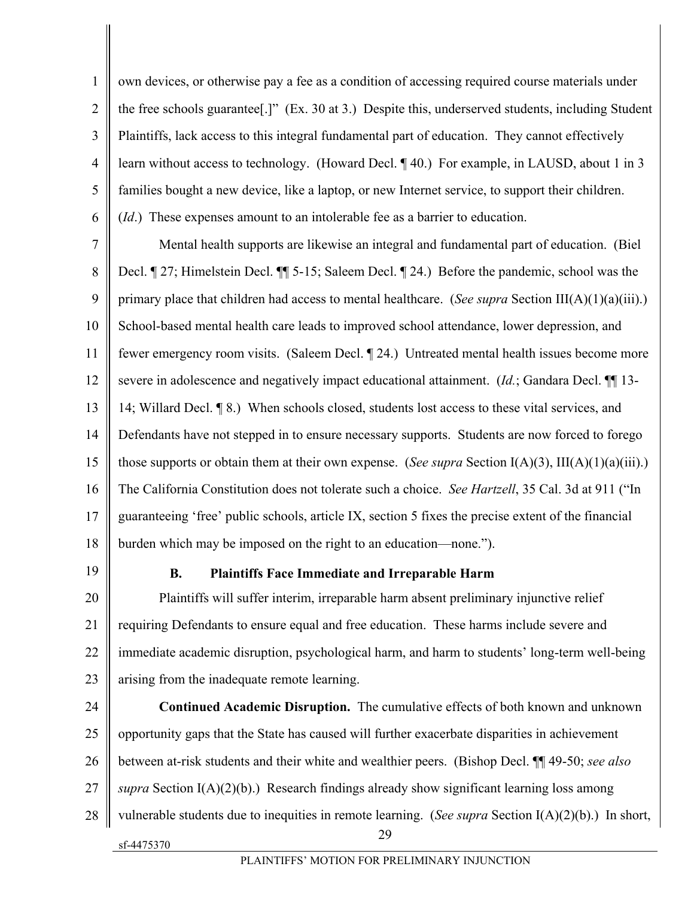own devices, or otherwise pay a fee as a condition of accessing required course materials under the free schools guarantee[.]" (Ex. 30 at 3.) Despite this, underserved students, including Student Plaintiffs, lack access to this integral fundamental part of education. They cannot effectively learn without access to technology. (Howard Decl. ¶ 40.) For example, in LAUSD, about 1 in 3 families bought a new device, like a laptop, or new Internet service, to support their children. (*Id*.) These expenses amount to an intolerable fee as a barrier to education.

Mental health supports are likewise an integral and fundamental part of education. (Biel Decl. ¶ 27; Himelstein Decl. ¶¶ 5-15; Saleem Decl. ¶ 24.) Before the pandemic, school was the primary place that children had access to mental healthcare. (*See supra* Section III(A)(1)(a)(iii).) School-based mental health care leads to improved school attendance, lower depression, and fewer emergency room visits. (Saleem Decl. ¶ 24.) Untreated mental health issues become more severe in adolescence and negatively impact educational attainment. (*Id.*; Gandara Decl. ¶¶ 13-14; Willard Decl. ¶ 8.) When schools closed, students lost access to these vital services, and Defendants have not stepped in to ensure necessary supports. Students are now forced to forego those supports or obtain them at their own expense. (*See supra* Section I(A)(3), III(A)(1)(a)(iii).) The California Constitution does not tolerate such a choice. *See Hartzell*, 35 Cal. 3d at 911 ("In guaranteeing 'free' public schools, article IX, section 5 fixes the precise extent of the financial burden which may be imposed on the right to an education—none.").

### B. Plaintiffs Face Immediate and Irreparable Harm

Plaintiffs will suffer interim, irreparable harm absent preliminary injunctive relief requiring Defendants to ensure equal and free education. These harms include severe and immediate academic disruption, psychological harm, and harm to students' long-term well-being arising from the inadequate remote learning.

**Continued Academic Disruption.** The cumulative effects of both known and unknown opportunity gaps that the State has caused will further exacerbate disparities in achievement between at-risk students and their white and wealthier peers. (Bishop Decl. ¶¶ 49-50; *see also supra* Section I(A)(2)(b).) Research findings already show significant learning loss among vulnerable students due to inequities in remote learning. (*See supra* Section I(A)(2)(b).) In short,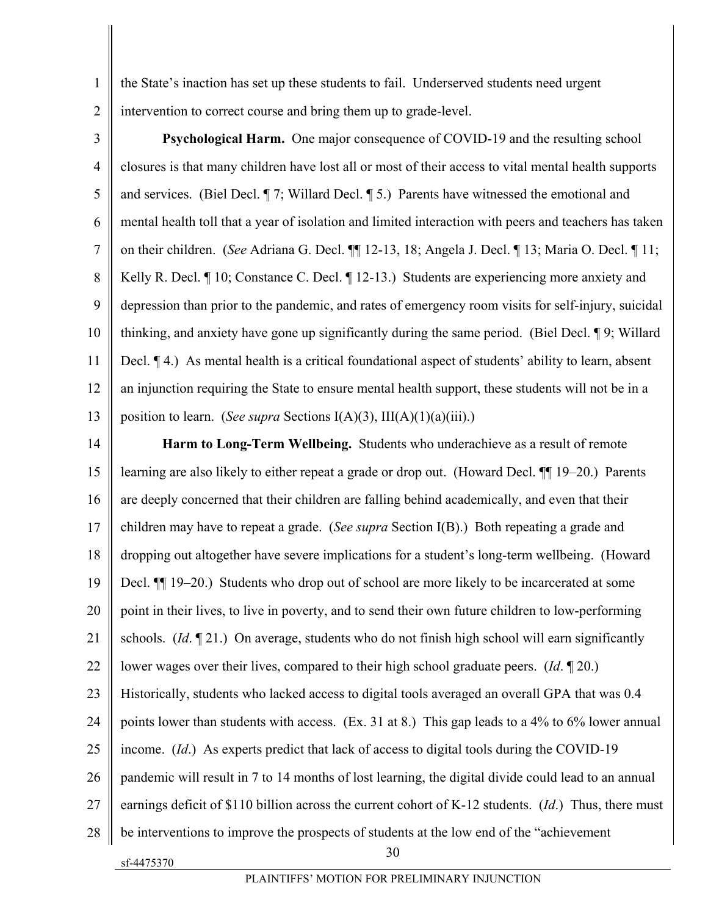the State's inaction has set up these students to fail. Underserved students need urgent intervention to correct course and bring them up to grade-level.

**Psychological Harm.** One major consequence of COVID-19 and the resulting school closures is that many children have lost all or most of their access to vital mental health supports and services. (Biel Decl. ¶ 7; Willard Decl. ¶ 5.) Parents have witnessed the emotional and mental health toll that a year of isolation and limited interaction with peers and teachers has taken on their children. (*See* Adriana G. Decl. ¶¶ 12-13, 18; Angela J. Decl. ¶ 13; Maria O. Decl. ¶ 11; Kelly R. Decl. ¶ 10; Constance C. Decl. ¶ 12-13.) Students are experiencing more anxiety and depression than prior to the pandemic, and rates of emergency room visits for self-injury, suicidal thinking, and anxiety have gone up significantly during the same period. (Biel Decl. ¶ 9; Willard Decl. ¶ 4.) As mental health is a critical foundational aspect of students' ability to learn, absent an injunction requiring the State to ensure mental health support, these students will not be in a position to learn. (*See supra* Sections I(A)(3), III(A)(1)(a)(iii).)

**Harm to Long-Term Wellbeing.** Students who underachieve as a result of remote learning are also likely to either repeat a grade or drop out. (Howard Decl. ¶¶ 19–20.) Parents are deeply concerned that their children are falling behind academically, and even that their children may have to repeat a grade. (*See supra* Section I(B).) Both repeating a grade and dropping out altogether have severe implications for a student's long-term wellbeing. (Howard Decl. ¶¶ 19–20.) Students who drop out of school are more likely to be incarcerated at some point in their lives, to live in poverty, and to send their own future children to low-performing schools. (*Id*. ¶ 21.) On average, students who do not finish high school will earn significantly lower wages over their lives, compared to their high school graduate peers. (*Id*. ¶ 20.) Historically, students who lacked access to digital tools averaged an overall GPA that was 0.4 points lower than students with access. (Ex. 31 at 8.) This gap leads to a 4% to 6% lower annual income. (*Id*.) As experts predict that lack of access to digital tools during the COVID-19 pandemic will result in 7 to 14 months of lost learning, the digital divide could lead to an annual earnings deficit of $110 billion across the current cohort of K-12 students. (*Id*.) Thus, there must be interventions to improve the prospects of students at the low end of the "achievement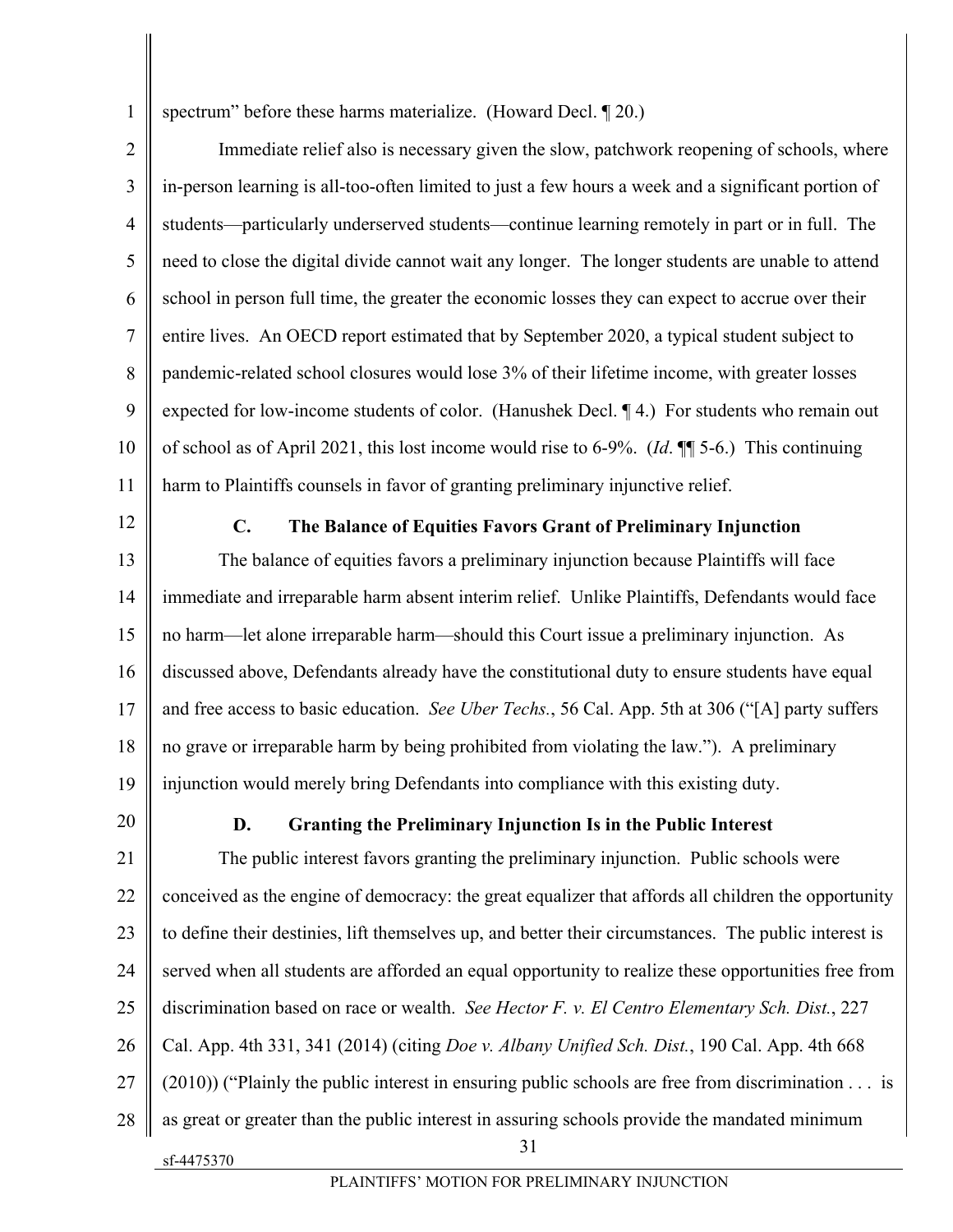spectrum" before these harms materialize. (Howard Decl. ¶ 20.)

Immediate relief also is necessary given the slow, patchwork reopening of schools, where in-person learning is all-too-often limited to just a few hours a week and a significant portion of students—particularly underserved students—continue learning remotely in part or in full. The need to close the digital divide cannot wait any longer. The longer students are unable to attend school in person full time, the greater the economic losses they can expect to accrue over their entire lives. An OECD report estimated that by September 2020, a typical student subject to pandemic-related school closures would lose 3% of their lifetime income, with greater losses expected for low-income students of color. (Hanushek Decl. ¶ 4.) For students who remain out of school as of April 2021, this lost income would rise to 6-9%. (*Id*. ¶¶ 5-6.) This continuing harm to Plaintiffs counsels in favor of granting preliminary injunctive relief.

### C. The Balance of Equities Favors Grant of Preliminary Injunction

The balance of equities favors a preliminary injunction because Plaintiffs will face immediate and irreparable harm absent interim relief. Unlike Plaintiffs, Defendants would face no harm—let alone irreparable harm—should this Court issue a preliminary injunction. As discussed above, Defendants already have the constitutional duty to ensure students have equal and free access to basic education. *See Uber Techs.*, 56 Cal. App. 5th at 306 ("[A] party suffers no grave or irreparable harm by being prohibited from violating the law."). A preliminary injunction would merely bring Defendants into compliance with this existing duty.

### D. Granting the Preliminary Injunction Is in the Public Interest

The public interest favors granting the preliminary injunction. Public schools were conceived as the engine of democracy: the great equalizer that affords all children the opportunity to define their destinies, lift themselves up, and better their circumstances. The public interest is served when all students are afforded an equal opportunity to realize these opportunities free from discrimination based on race or wealth. *See Hector F. v. El Centro Elementary Sch. Dist.*, 227 Cal. App. 4th 331, 341 (2014) (citing *Doe v. Albany Unified Sch. Dist.*, 190 Cal. App. 4th 668 (2010)) ("Plainly the public interest in ensuring public schools are free from discrimination . . . is as great or greater than the public interest in assuring schools provide the mandated minimum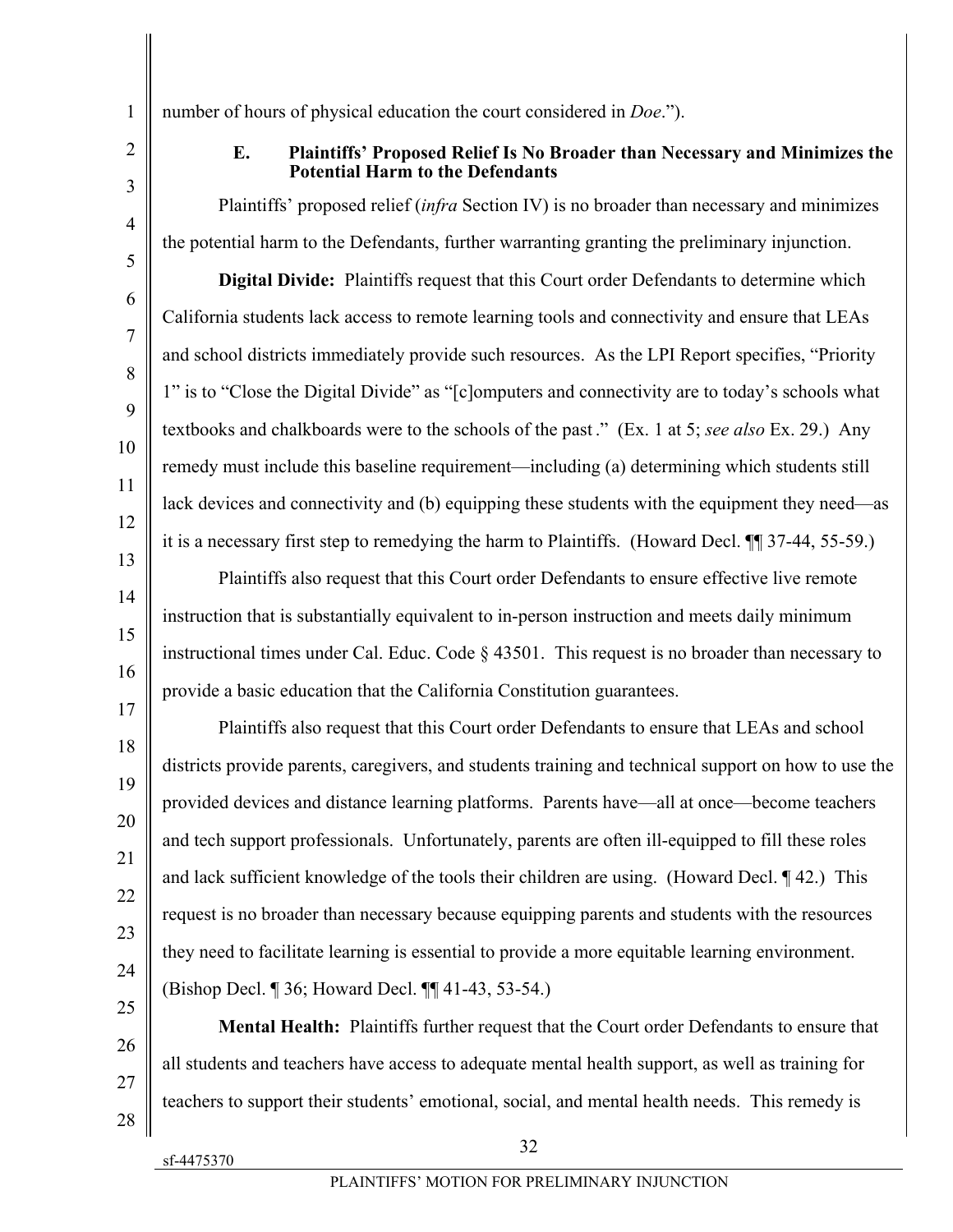number of hours of physical education the court considered in *Doe*.").

### E. Plaintiffs' Proposed Relief Is No Broader than Necessary and Minimizes the Potential Harm to the Defendants

Plaintiffs' proposed relief (*infra* Section IV) is no broader than necessary and minimizes the potential harm to the Defendants, further warranting granting the preliminary injunction.

**Digital Divide:** Plaintiffs request that this Court order Defendants to determine which California students lack access to remote learning tools and connectivity and ensure that LEAs and school districts immediately provide such resources. As the LPI Report specifies, "Priority 1" is to "Close the Digital Divide" as "[c]omputers and connectivity are to today's schools what textbooks and chalkboards were to the schools of the past." (Ex. 1 at 5; *see also* Ex. 29.) Any remedy must include this baseline requirement—including (a) determining which students still lack devices and connectivity and (b) equipping these students with the equipment they need—as it is a necessary first step to remedying the harm to Plaintiffs. (Howard Decl. ¶¶ 37-44, 55-59.)

Plaintiffs also request that this Court order Defendants to ensure effective live remote instruction that is substantially equivalent to in-person instruction and meets daily minimum instructional times under Cal. Educ. Code § 43501. This request is no broader than necessary to provide a basic education that the California Constitution guarantees.

Plaintiffs also request that this Court order Defendants to ensure that LEAs and school districts provide parents, caregivers, and students training and technical support on how to use the provided devices and distance learning platforms. Parents have—all at once—become teachers and tech support professionals. Unfortunately, parents are often ill-equipped to fill these roles and lack sufficient knowledge of the tools their children are using. (Howard Decl. ¶ 42.) This request is no broader than necessary because equipping parents and students with the resources they need to facilitate learning is essential to provide a more equitable learning environment. (Bishop Decl. ¶ 36; Howard Decl. ¶¶ 41-43, 53-54.)

**Mental Health:** Plaintiffs further request that the Court order Defendants to ensure that all students and teachers have access to adequate mental health support, as well as training for teachers to support their students' emotional, social, and mental health needs. This remedy is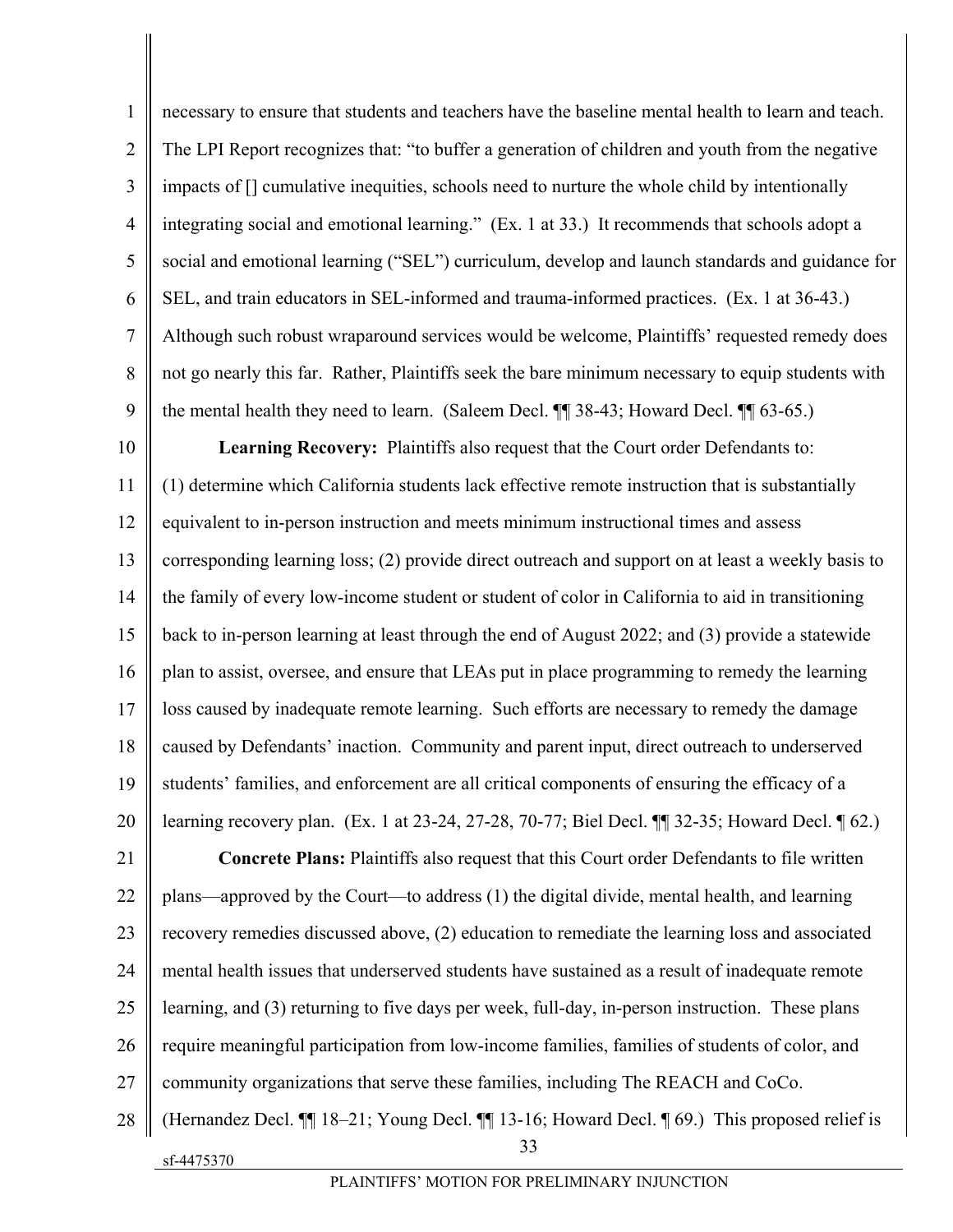necessary to ensure that students and teachers have the baseline mental health to learn and teach. The LPI Report recognizes that: "to buffer a generation of children and youth from the negative impacts of [] cumulative inequities, schools need to nurture the whole child by intentionally integrating social and emotional learning." (Ex. 1 at 33.) It recommends that schools adopt a social and emotional learning ("SEL") curriculum, develop and launch standards and guidance for SEL, and train educators in SEL-informed and trauma-informed practices. (Ex. 1 at 36-43.) Although such robust wraparound services would be welcome, Plaintiffs' requested remedy does not go nearly this far. Rather, Plaintiffs seek the bare minimum necessary to equip students with the mental health they need to learn. (Saleem Decl. ¶¶ 38-43; Howard Decl. ¶¶ 63-65.)

**Learning Recovery:** Plaintiffs also request that the Court order Defendants to: (1) determine which California students lack effective remote instruction that is substantially equivalent to in-person instruction and meets minimum instructional times and assess corresponding learning loss; (2) provide direct outreach and support on at least a weekly basis to the family of every low-income student or student of color in California to aid in transitioning back to in-person learning at least through the end of August 2022; and (3) provide a statewide plan to assist, oversee, and ensure that LEAs put in place programming to remedy the learning loss caused by inadequate remote learning. Such efforts are necessary to remedy the damage caused by Defendants' inaction. Community and parent input, direct outreach to underserved students' families, and enforcement are all critical components of ensuring the efficacy of a learning recovery plan. (Ex. 1 at 23-24, 27-28, 70-77; Biel Decl. ¶¶ 32-35; Howard Decl. ¶ 62.)

**Concrete Plans:** Plaintiffs also request that this Court order Defendants to file written plans—approved by the Court—to address (1) the digital divide, mental health, and learning recovery remedies discussed above, (2) education to remediate the learning loss and associated mental health issues that underserved students have sustained as a result of inadequate remote learning, and (3) returning to five days per week, full-day, in-person instruction. These plans require meaningful participation from low-income families, families of students of color, and community organizations that serve these families, including The REACH and CoCo. (Hernandez Decl. ¶¶ 18–21; Young Decl. ¶¶ 13-16; Howard Decl. ¶ 69.) This proposed relief is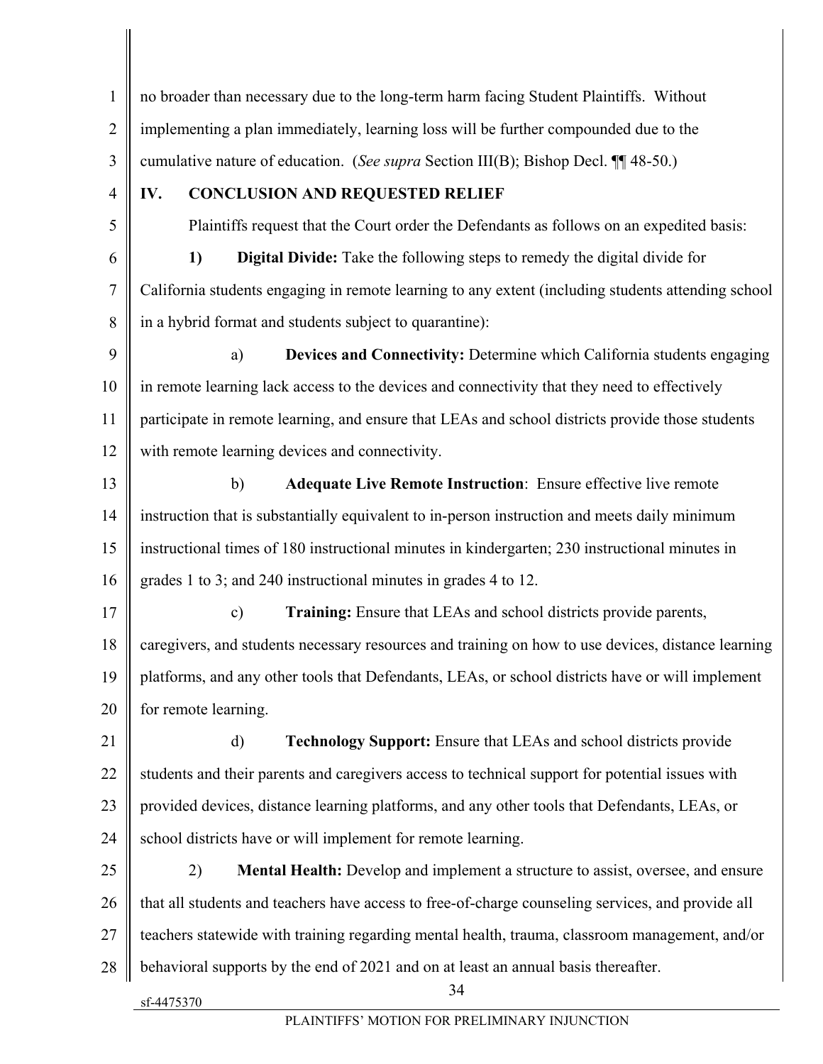no broader than necessary due to the long-term harm facing Student Plaintiffs. Without implementing a plan immediately, learning loss will be further compounded due to the cumulative nature of education. (*See supra* Section III(B); Bishop Decl. ¶¶ 48-50.)

## IV. CONCLUSION AND REQUESTED RELIEF

Plaintiffs request that the Court order the Defendants as follows on an expedited basis:

**1) Digital Divide:** Take the following steps to remedy the digital divide for California students engaging in remote learning to any extent (including students attending school in a hybrid format and students subject to quarantine):

a) **Devices and Connectivity:** Determine which California students engaging in remote learning lack access to the devices and connectivity that they need to effectively participate in remote learning, and ensure that LEAs and school districts provide those students with remote learning devices and connectivity.

b) **Adequate Live Remote Instruction**: Ensure effective live remote instruction that is substantially equivalent to in-person instruction and meets daily minimum instructional times of 180 instructional minutes in kindergarten; 230 instructional minutes in grades 1 to 3; and 240 instructional minutes in grades 4 to 12.

c) **Training:** Ensure that LEAs and school districts provide parents, caregivers, and students necessary resources and training on how to use devices, distance learning platforms, and any other tools that Defendants, LEAs, or school districts have or will implement for remote learning.

d) **Technology Support:** Ensure that LEAs and school districts provide students and their parents and caregivers access to technical support for potential issues with provided devices, distance learning platforms, and any other tools that Defendants, LEAs, or school districts have or will implement for remote learning.

2) **Mental Health:** Develop and implement a structure to assist, oversee, and ensure that all students and teachers have access to free-of-charge counseling services, and provide all teachers statewide with training regarding mental health, trauma, classroom management, and/or behavioral supports by the end of 2021 and on at least an annual basis thereafter.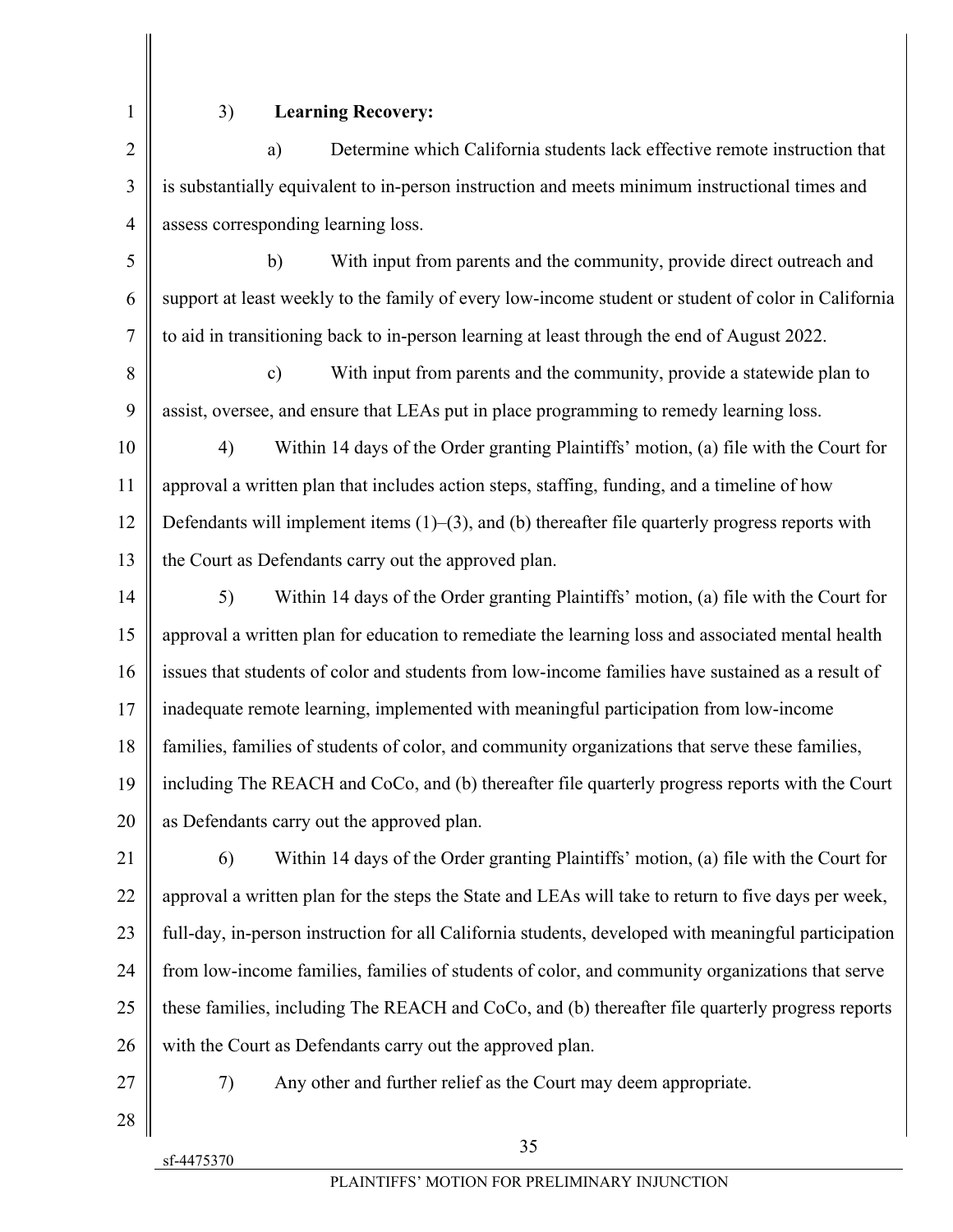3) **Learning Recovery:**

a) Determine which California students lack effective remote instruction that is substantially equivalent to in-person instruction and meets minimum instructional times and assess corresponding learning loss.

b) With input from parents and the community, provide direct outreach and support at least weekly to the family of every low-income student or student of color in California to aid in transitioning back to in-person learning at least through the end of August 2022.

c) With input from parents and the community, provide a statewide plan to assist, oversee, and ensure that LEAs put in place programming to remedy learning loss.

4) Within 14 days of the Order granting Plaintiffs' motion, (a) file with the Court for approval a written plan that includes action steps, staffing, funding, and a timeline of how Defendants will implement items (1)–(3), and (b) thereafter file quarterly progress reports with the Court as Defendants carry out the approved plan.

5) Within 14 days of the Order granting Plaintiffs' motion, (a) file with the Court for approval a written plan for education to remediate the learning loss and associated mental health issues that students of color and students from low-income families have sustained as a result of inadequate remote learning, implemented with meaningful participation from low-income families, families of students of color, and community organizations that serve these families, including The REACH and CoCo, and (b) thereafter file quarterly progress reports with the Court as Defendants carry out the approved plan.

6) Within 14 days of the Order granting Plaintiffs' motion, (a) file with the Court for approval a written plan for the steps the State and LEAs will take to return to five days per week, full-day, in-person instruction for all California students, developed with meaningful participation from low-income families, families of students of color, and community organizations that serve these families, including The REACH and CoCo, and (b) thereafter file quarterly progress reports with the Court as Defendants carry out the approved plan.

7) Any other and further relief as the Court may deem appropriate.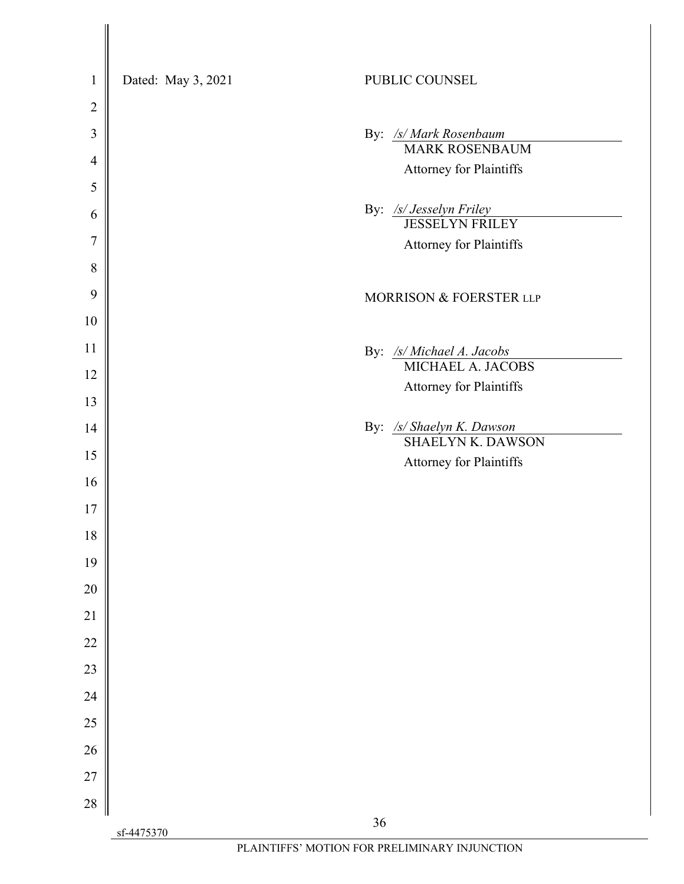Dated: May 3, 2021

PUBLIC COUNSEL

By: */s/ Mark Rosenbaum*
MARK ROSENBAUM
Attorney for Plaintiffs

By: */s/ Jesselyn Friley*
JESSELYN FRILEY
Attorney for Plaintiffs

MORRISON & FOERSTER LLP

By: */s/ Michael A. Jacobs*
MICHAEL A. JACOBS
Attorney for Plaintiffs

By: */s/ Shaelyn K. Dawson*
SHAELYN K. DAWSON
Attorney for Plaintiffs

sf-4475370